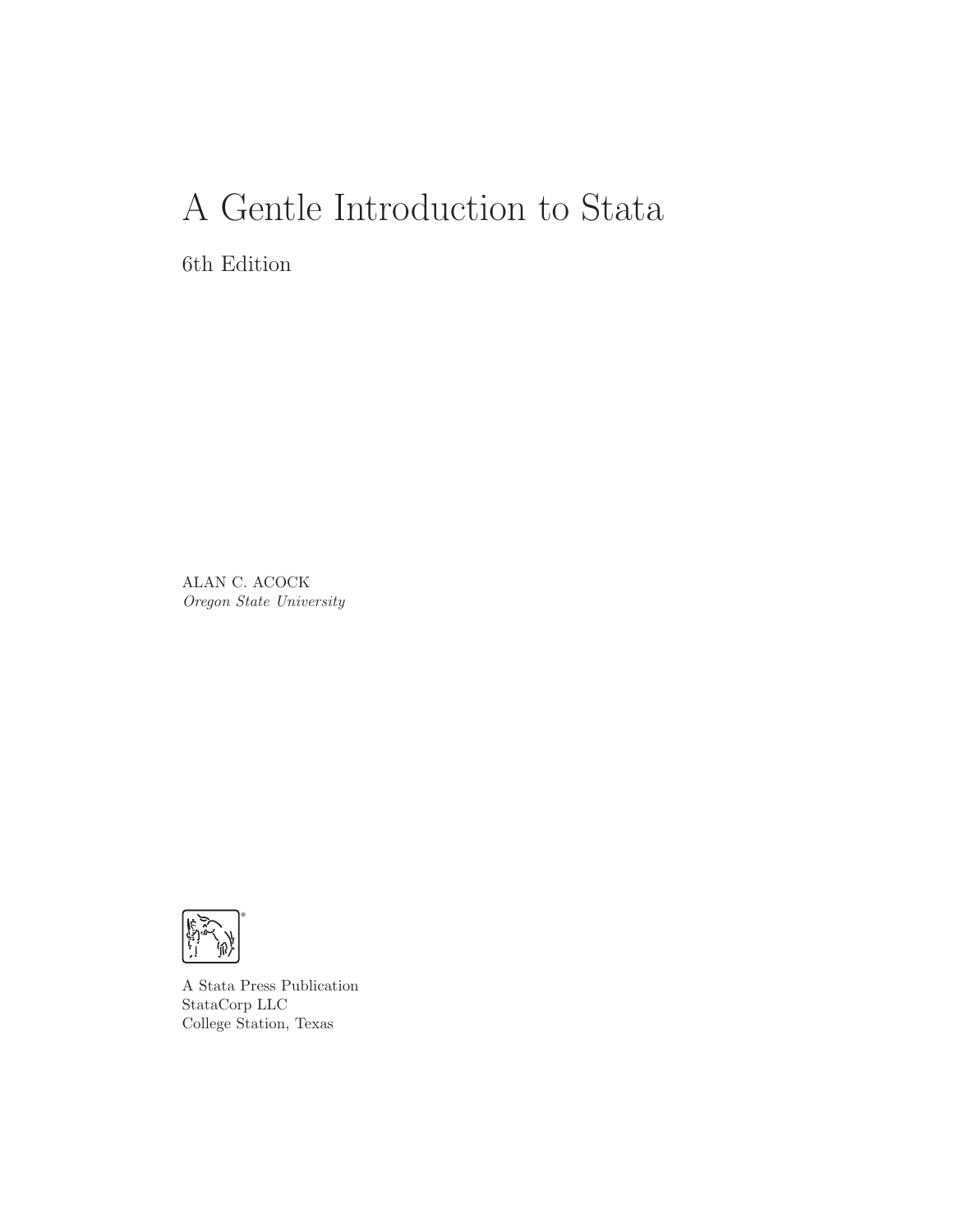# A Gentle Introduction to Stata

6th Edition

ALAN C. ACOCK
*Oregon State University*

A Stata Press Publication
StataCorp LLC
College Station, Texas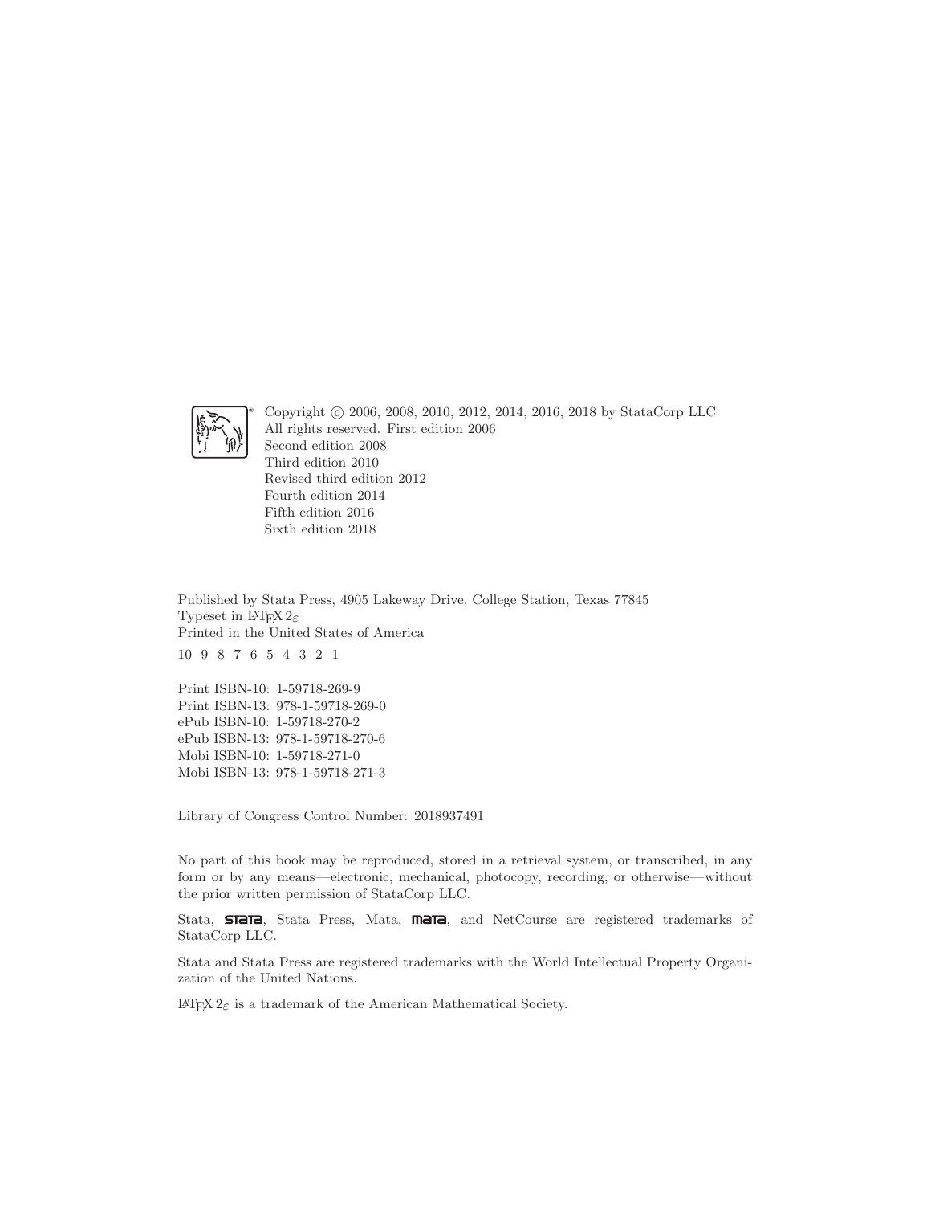Copyright © 2006, 2008, 2010, 2012, 2014, 2016, 2018 by StataCorp LLC
All rights reserved. First edition 2006
Second edition 2008
Third edition 2010
Revised third edition 2012
Fourth edition 2014
Fifth edition 2016
Sixth edition 2018

Published by Stata Press, 4905 Lakeway Drive, College Station, Texas 77845
Typeset in $\LaTeX\,2_\varepsilon$
Printed in the United States of America

10 9 8 7 6 5 4 3 2 1

Print ISBN-10: 1-59718-269-9
Print ISBN-13: 978-1-59718-269-0
ePub ISBN-10: 1-59718-270-2
ePub ISBN-13: 978-1-59718-270-6
Mobi ISBN-10: 1-59718-271-0
Mobi ISBN-13: 978-1-59718-271-3

Library of Congress Control Number: 2018937491

No part of this book may be reproduced, stored in a retrieval system, or transcribed, in any form or by any means—electronic, mechanical, photocopy, recording, or otherwise—without the prior written permission of StataCorp LLC.

Stata, **STATA**, Stata Press, Mata, **MATA**, and NetCourse are registered trademarks of StataCorp LLC.

Stata and Stata Press are registered trademarks with the World Intellectual Property Organization of the United Nations.

$\LaTeX\,2_\varepsilon$ is a trademark of the American Mathematical Society.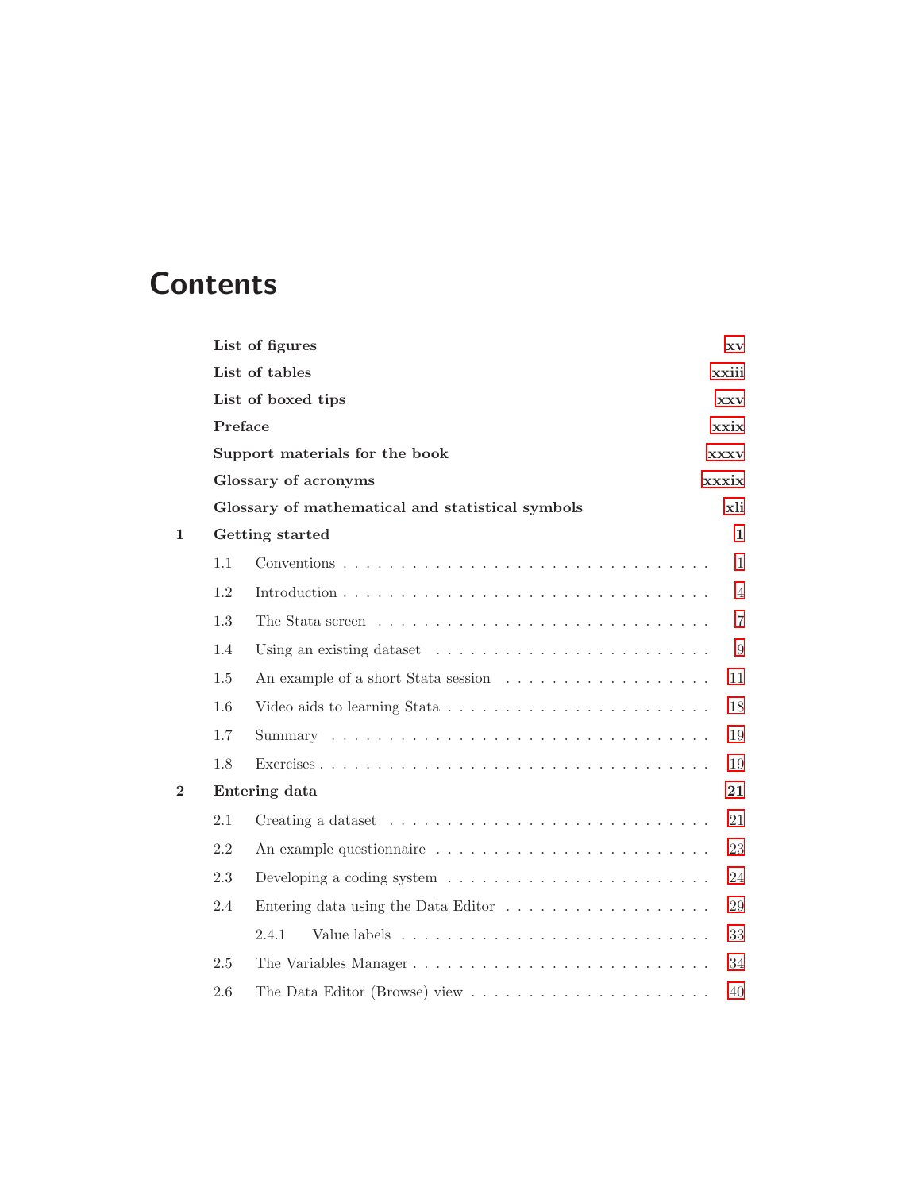# Contents

**List of figures** xv

**List of tables** xxiii

**List of boxed tips** xxv

**Preface** xxix

**Support materials for the book** xxxv

**Glossary of acronyms** xxxix

**Glossary of mathematical and statistical symbols** xli

**1 Getting started** **1**

- 1.1 Conventions . . . . . . . . . . . . . . . . . . . . . . . . . . . . . . . . . 1
- 1.2 Introduction . . . . . . . . . . . . . . . . . . . . . . . . . . . . . . . . . 4
- 1.3 The Stata screen . . . . . . . . . . . . . . . . . . . . . . . . . . . . . . 7
- 1.4 Using an existing dataset . . . . . . . . . . . . . . . . . . . . . . . . . 9
- 1.5 An example of a short Stata session . . . . . . . . . . . . . . . . . . . 11
- 1.6 Video aids to learning Stata . . . . . . . . . . . . . . . . . . . . . . . 18
- 1.7 Summary . . . . . . . . . . . . . . . . . . . . . . . . . . . . . . . . . . 19
- 1.8 Exercises . . . . . . . . . . . . . . . . . . . . . . . . . . . . . . . . . . 19

**2 Entering data** **21**

- 2.1 Creating a dataset . . . . . . . . . . . . . . . . . . . . . . . . . . . . . 21
- 2.2 An example questionnaire . . . . . . . . . . . . . . . . . . . . . . . . . 23
- 2.3 Developing a coding system . . . . . . . . . . . . . . . . . . . . . . . . 24
- 2.4 Entering data using the Data Editor . . . . . . . . . . . . . . . . . . . 29
  - 2.4.1 Value labels . . . . . . . . . . . . . . . . . . . . . . . . . . . . 33
- 2.5 The Variables Manager . . . . . . . . . . . . . . . . . . . . . . . . . . 34
- 2.6 The Data Editor (Browse) view . . . . . . . . . . . . . . . . . . . . . 40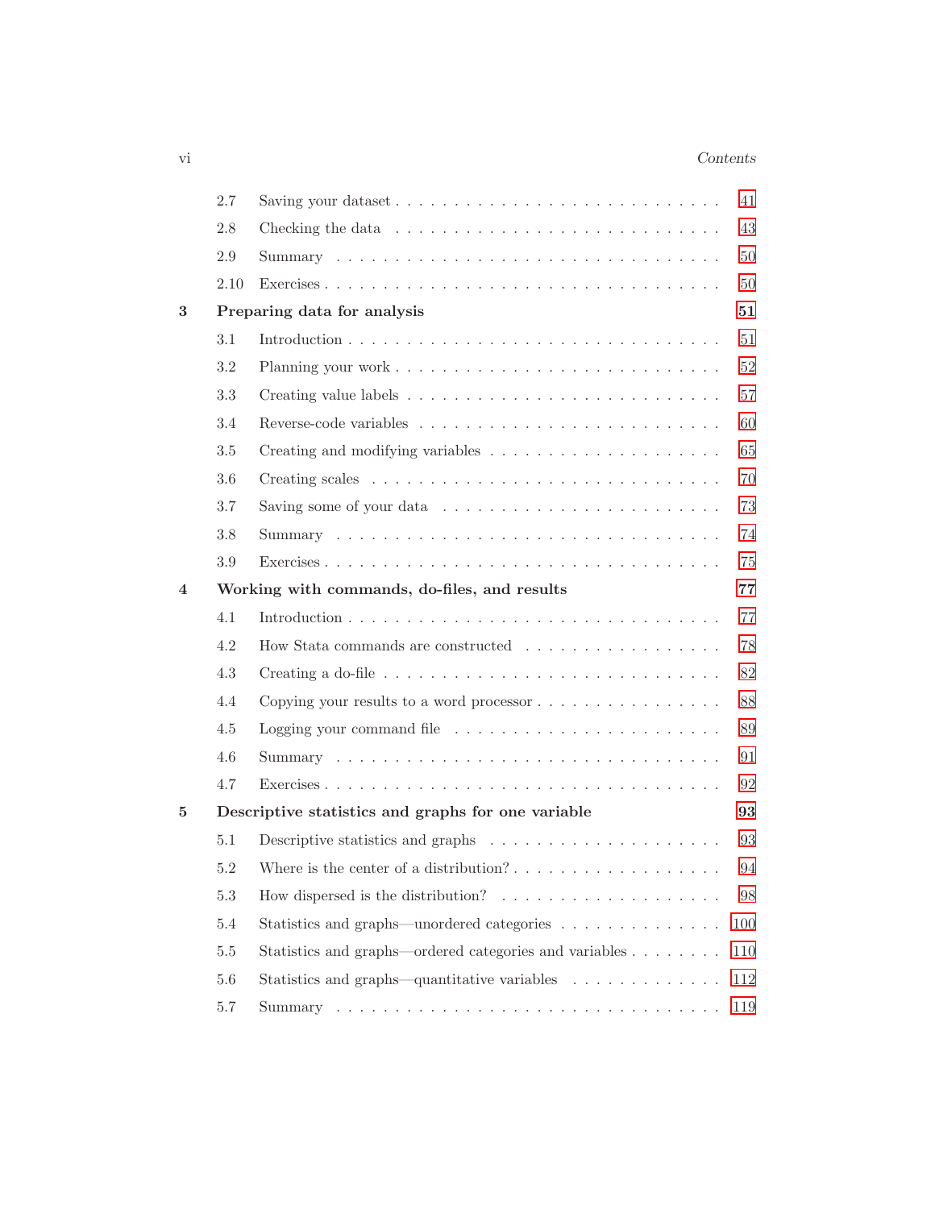| | | |
|---|---|---|
| 2.7 | Saving your dataset | 41 |
| 2.8 | Checking the data | 43 |
| 2.9 | Summary | 50 |
| 2.10 | Exercises | 50 |
| **3** | **Preparing data for analysis** | **51** |
| 3.1 | Introduction | 51 |
| 3.2 | Planning your work | 52 |
| 3.3 | Creating value labels | 57 |
| 3.4 | Reverse-code variables | 60 |
| 3.5 | Creating and modifying variables | 65 |
| 3.6 | Creating scales | 70 |
| 3.7 | Saving some of your data | 73 |
| 3.8 | Summary | 74 |
| 3.9 | Exercises | 75 |
| **4** | **Working with commands, do-files, and results** | **77** |
| 4.1 | Introduction | 77 |
| 4.2 | How Stata commands are constructed | 78 |
| 4.3 | Creating a do-file | 82 |
| 4.4 | Copying your results to a word processor | 88 |
| 4.5 | Logging your command file | 89 |
| 4.6 | Summary | 91 |
| 4.7 | Exercises | 92 |
| **5** | **Descriptive statistics and graphs for one variable** | **93** |
| 5.1 | Descriptive statistics and graphs | 93 |
| 5.2 | Where is the center of a distribution? | 94 |
| 5.3 | How dispersed is the distribution? | 98 |
| 5.4 | Statistics and graphs—unordered categories | 100 |
| 5.5 | Statistics and graphs—ordered categories and variables | 110 |
| 5.6 | Statistics and graphs—quantitative variables | 112 |
| 5.7 | Summary | 119 |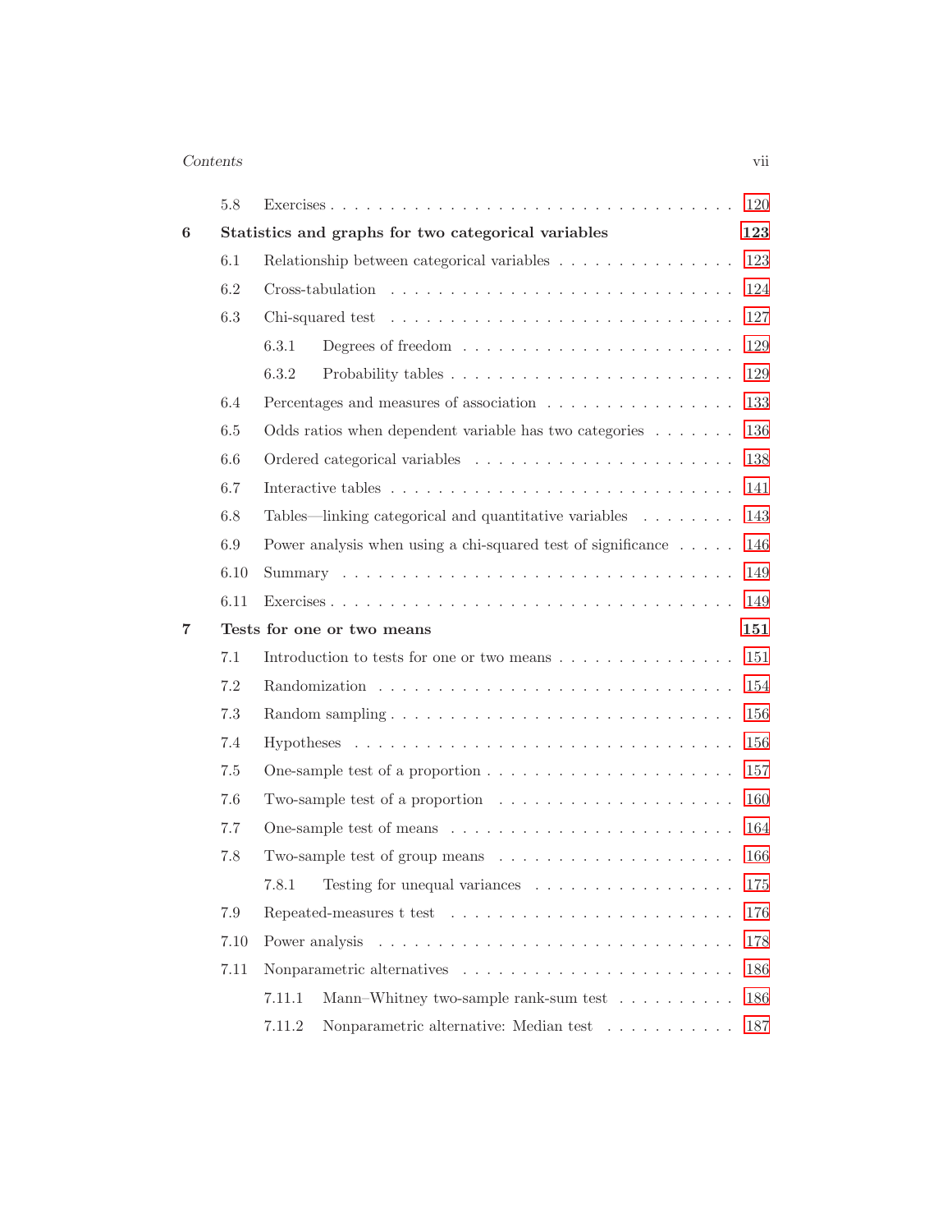5.8 Exercises . . . . . . . . . . . . . . . . . . . . . . . . . . . . . . . . . 120

**6 Statistics and graphs for two categorical variables** **123**

6.1 Relationship between categorical variables . . . . . . . . . . . . . . . 123

6.2 Cross-tabulation . . . . . . . . . . . . . . . . . . . . . . . . . . . 124

6.3 Chi-squared test . . . . . . . . . . . . . . . . . . . . . . . . . . . 127

6.3.1 Degrees of freedom . . . . . . . . . . . . . . . . . . . . . . 129

6.3.2 Probability tables . . . . . . . . . . . . . . . . . . . . . . . 129

6.4 Percentages and measures of association . . . . . . . . . . . . . . . 133

6.5 Odds ratios when dependent variable has two categories . . . . . . . 136

6.6 Ordered categorical variables . . . . . . . . . . . . . . . . . . . . . 138

6.7 Interactive tables . . . . . . . . . . . . . . . . . . . . . . . . . . . 141

6.8 Tables—linking categorical and quantitative variables . . . . . . . . 143

6.9 Power analysis when using a chi-squared test of significance . . . . . 146

6.10 Summary . . . . . . . . . . . . . . . . . . . . . . . . . . . . . . . 149

6.11 Exercises . . . . . . . . . . . . . . . . . . . . . . . . . . . . . . . 149

**7 Tests for one or two means** **151**

7.1 Introduction to tests for one or two means . . . . . . . . . . . . . . . 151

7.2 Randomization . . . . . . . . . . . . . . . . . . . . . . . . . . . . 154

7.3 Random sampling . . . . . . . . . . . . . . . . . . . . . . . . . . . 156

7.4 Hypotheses . . . . . . . . . . . . . . . . . . . . . . . . . . . . . . 156

7.5 One-sample test of a proportion . . . . . . . . . . . . . . . . . . . . 157

7.6 Two-sample test of a proportion . . . . . . . . . . . . . . . . . . . . 160

7.7 One-sample test of means . . . . . . . . . . . . . . . . . . . . . . . 164

7.8 Two-sample test of group means . . . . . . . . . . . . . . . . . . . . 166

7.8.1 Testing for unequal variances . . . . . . . . . . . . . . . . . 175

7.9 Repeated-measures t test . . . . . . . . . . . . . . . . . . . . . . . 176

7.10 Power analysis . . . . . . . . . . . . . . . . . . . . . . . . . . . . 178

7.11 Nonparametric alternatives . . . . . . . . . . . . . . . . . . . . . . 186

7.11.1 Mann–Whitney two-sample rank-sum test . . . . . . . . . . 186

7.11.2 Nonparametric alternative: Median test . . . . . . . . . . . 187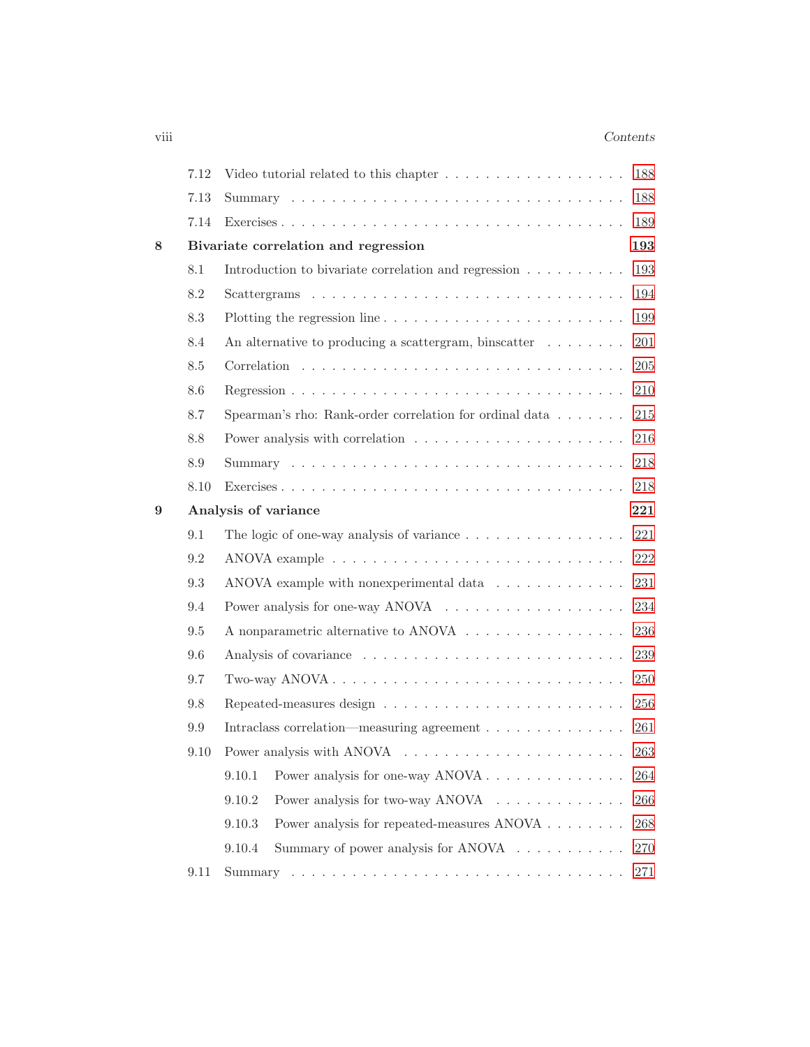7.12 Video tutorial related to this chapter . . . . . . . . . . . . . . . . . . . 188

7.13 Summary . . . . . . . . . . . . . . . . . . . . . . . . . . . . . . . . 188

7.14 Exercises . . . . . . . . . . . . . . . . . . . . . . . . . . . . . . . . 189

**8 Bivariate correlation and regression** **193**

8.1 Introduction to bivariate correlation and regression . . . . . . . . . . 193

8.2 Scattergrams . . . . . . . . . . . . . . . . . . . . . . . . . . . . . . 194

8.3 Plotting the regression line . . . . . . . . . . . . . . . . . . . . . . . 199

8.4 An alternative to producing a scattergram, binscatter . . . . . . . . 201

8.5 Correlation . . . . . . . . . . . . . . . . . . . . . . . . . . . . . . . 205

8.6 Regression . . . . . . . . . . . . . . . . . . . . . . . . . . . . . . . 210

8.7 Spearman's rho: Rank-order correlation for ordinal data . . . . . . . 215

8.8 Power analysis with correlation . . . . . . . . . . . . . . . . . . . . 216

8.9 Summary . . . . . . . . . . . . . . . . . . . . . . . . . . . . . . . . 218

8.10 Exercises . . . . . . . . . . . . . . . . . . . . . . . . . . . . . . . . 218

**9 Analysis of variance** **221**

9.1 The logic of one-way analysis of variance . . . . . . . . . . . . . . . . 221

9.2 ANOVA example . . . . . . . . . . . . . . . . . . . . . . . . . . . . 222

9.3 ANOVA example with nonexperimental data . . . . . . . . . . . . . 231

9.4 Power analysis for one-way ANOVA . . . . . . . . . . . . . . . . . . 234

9.5 A nonparametric alternative to ANOVA . . . . . . . . . . . . . . . . 236

9.6 Analysis of covariance . . . . . . . . . . . . . . . . . . . . . . . . . 239

9.7 Two-way ANOVA . . . . . . . . . . . . . . . . . . . . . . . . . . . . 250

9.8 Repeated-measures design . . . . . . . . . . . . . . . . . . . . . . . 256

9.9 Intraclass correlation—measuring agreement . . . . . . . . . . . . . . 261

9.10 Power analysis with ANOVA . . . . . . . . . . . . . . . . . . . . . . 263

9.10.1 Power analysis for one-way ANOVA . . . . . . . . . . . . . . 264

9.10.2 Power analysis for two-way ANOVA . . . . . . . . . . . . . . 266

9.10.3 Power analysis for repeated-measures ANOVA . . . . . . . . 268

9.10.4 Summary of power analysis for ANOVA . . . . . . . . . . . 270

9.11 Summary . . . . . . . . . . . . . . . . . . . . . . . . . . . . . . . . 271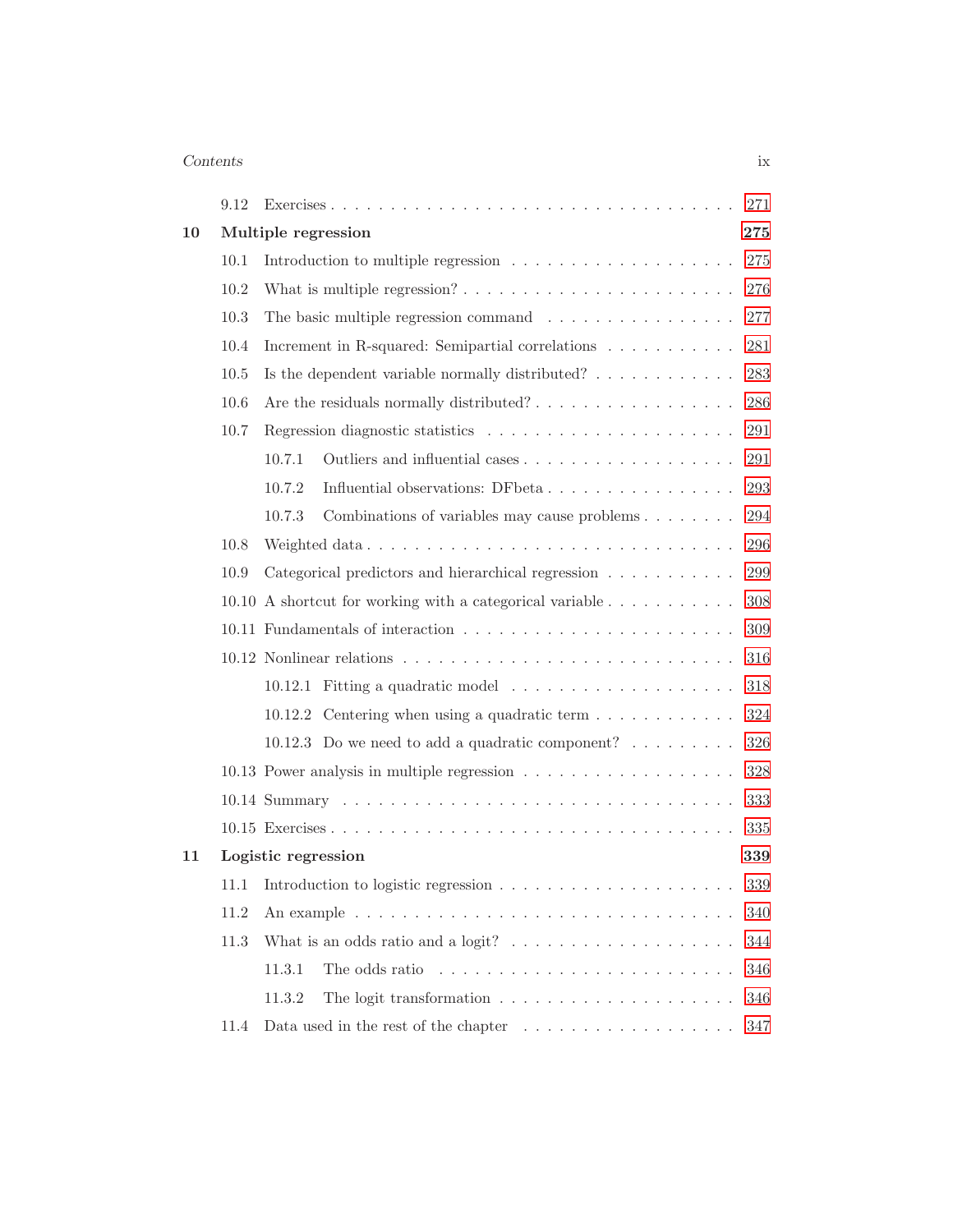9.12 Exercises . . . . . . . . . . . . . . . . . . . . . . . . . . . . . . . . 271

**10 Multiple regression** **275**

10.1 Introduction to multiple regression . . . . . . . . . . . . . . . . . . . 275

10.2 What is multiple regression? . . . . . . . . . . . . . . . . . . . . . . 276

10.3 The basic multiple regression command . . . . . . . . . . . . . . . . 277

10.4 Increment in R-squared: Semipartial correlations . . . . . . . . . . . 281

10.5 Is the dependent variable normally distributed? . . . . . . . . . . . . 283

10.6 Are the residuals normally distributed? . . . . . . . . . . . . . . . . . 286

10.7 Regression diagnostic statistics . . . . . . . . . . . . . . . . . . . . 291

10.7.1 Outliers and influential cases . . . . . . . . . . . . . . . . . . 291

10.7.2 Influential observations: DFbeta . . . . . . . . . . . . . . . . 293

10.7.3 Combinations of variables may cause problems . . . . . . . . 294

10.8 Weighted data . . . . . . . . . . . . . . . . . . . . . . . . . . . . . 296

10.9 Categorical predictors and hierarchical regression . . . . . . . . . . . 299

10.10 A shortcut for working with a categorical variable . . . . . . . . . . . 308

10.11 Fundamentals of interaction . . . . . . . . . . . . . . . . . . . . . . 309

10.12 Nonlinear relations . . . . . . . . . . . . . . . . . . . . . . . . . . . 316

10.12.1 Fitting a quadratic model . . . . . . . . . . . . . . . . . . . 318

10.12.2 Centering when using a quadratic term . . . . . . . . . . . . 324

10.12.3 Do we need to add a quadratic component? . . . . . . . . . 326

10.13 Power analysis in multiple regression . . . . . . . . . . . . . . . . . 328

10.14 Summary . . . . . . . . . . . . . . . . . . . . . . . . . . . . . . . . 333

10.15 Exercises . . . . . . . . . . . . . . . . . . . . . . . . . . . . . . . . 335

**11 Logistic regression** **339**

11.1 Introduction to logistic regression . . . . . . . . . . . . . . . . . . . 339

11.2 An example . . . . . . . . . . . . . . . . . . . . . . . . . . . . . . . 340

11.3 What is an odds ratio and a logit? . . . . . . . . . . . . . . . . . . . 344

11.3.1 The odds ratio . . . . . . . . . . . . . . . . . . . . . . . . . 346

11.3.2 The logit transformation . . . . . . . . . . . . . . . . . . . . 346

11.4 Data used in the rest of the chapter . . . . . . . . . . . . . . . . . . 347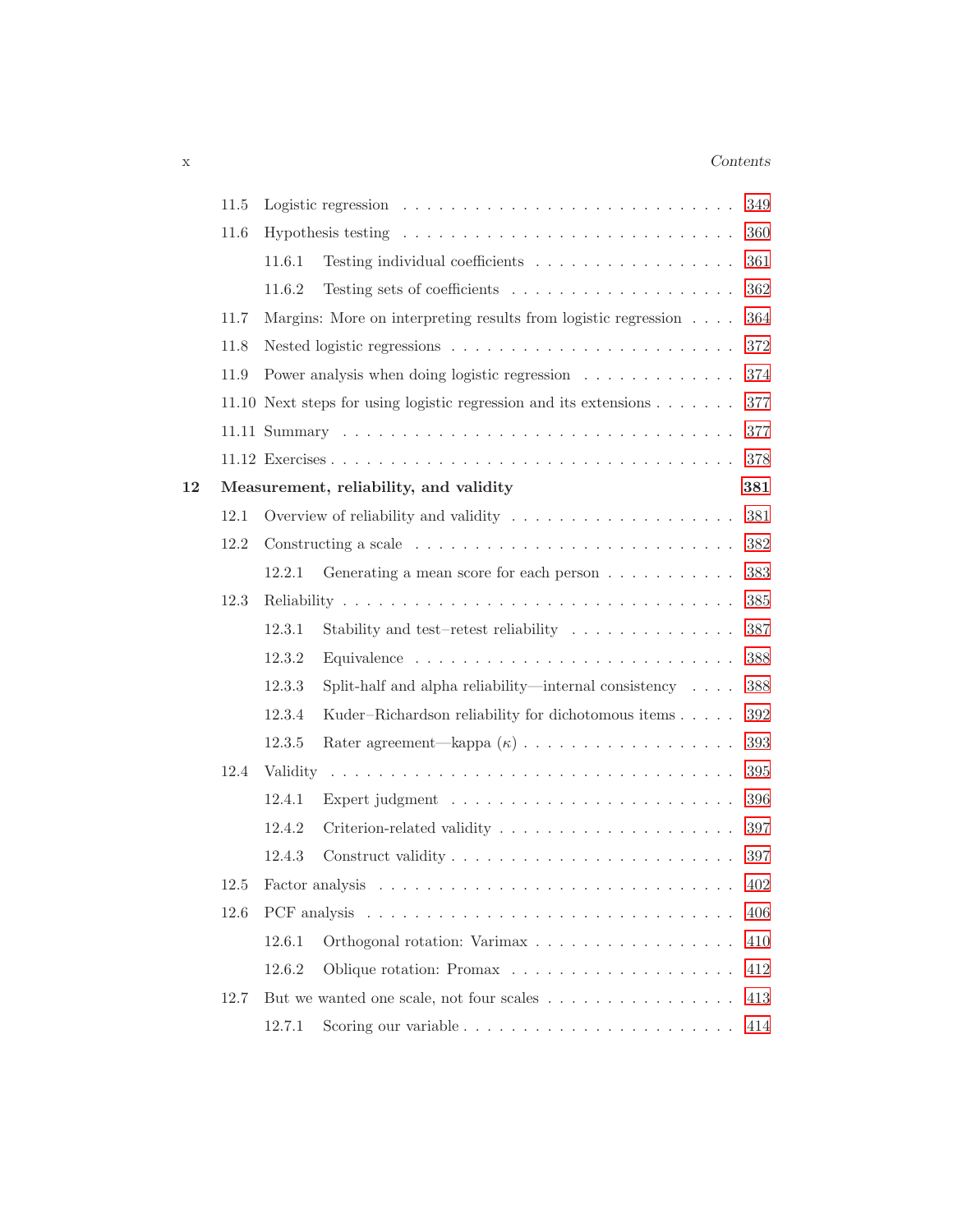11.5 Logistic regression . . . . . . . . . . . . . . . . . . . . . . . . . . . 349

11.6 Hypothesis testing . . . . . . . . . . . . . . . . . . . . . . . . . . . 360

11.6.1 Testing individual coefficients . . . . . . . . . . . . . . . . . 361

11.6.2 Testing sets of coefficients . . . . . . . . . . . . . . . . . . . 362

11.7 Margins: More on interpreting results from logistic regression . . . . 364

11.8 Nested logistic regressions . . . . . . . . . . . . . . . . . . . . . . . 372

11.9 Power analysis when doing logistic regression . . . . . . . . . . . . . 374

11.10 Next steps for using logistic regression and its extensions . . . . . . . 377

11.11 Summary . . . . . . . . . . . . . . . . . . . . . . . . . . . . . . . 377

11.12 Exercises . . . . . . . . . . . . . . . . . . . . . . . . . . . . . . . . 378

**12 Measurement, reliability, and validity** **381**

12.1 Overview of reliability and validity . . . . . . . . . . . . . . . . . . 381

12.2 Constructing a scale . . . . . . . . . . . . . . . . . . . . . . . . . . 382

12.2.1 Generating a mean score for each person . . . . . . . . . . . 383

12.3 Reliability . . . . . . . . . . . . . . . . . . . . . . . . . . . . . . . 385

12.3.1 Stability and test–retest reliability . . . . . . . . . . . . . . 387

12.3.2 Equivalence . . . . . . . . . . . . . . . . . . . . . . . . . . 388

12.3.3 Split-half and alpha reliability—internal consistency . . . . 388

12.3.4 Kuder–Richardson reliability for dichotomous items . . . . . 392

12.3.5 Rater agreement—kappa ($\kappa$) . . . . . . . . . . . . . . . . . 393

12.4 Validity . . . . . . . . . . . . . . . . . . . . . . . . . . . . . . . . 395

12.4.1 Expert judgment . . . . . . . . . . . . . . . . . . . . . . . 396

12.4.2 Criterion-related validity . . . . . . . . . . . . . . . . . . . 397

12.4.3 Construct validity . . . . . . . . . . . . . . . . . . . . . . . 397

12.5 Factor analysis . . . . . . . . . . . . . . . . . . . . . . . . . . . . . 402

12.6 PCF analysis . . . . . . . . . . . . . . . . . . . . . . . . . . . . . . 406

12.6.1 Orthogonal rotation: Varimax . . . . . . . . . . . . . . . . . 410

12.6.2 Oblique rotation: Promax . . . . . . . . . . . . . . . . . . . 412

12.7 But we wanted one scale, not four scales . . . . . . . . . . . . . . . . 413

12.7.1 Scoring our variable . . . . . . . . . . . . . . . . . . . . . . 414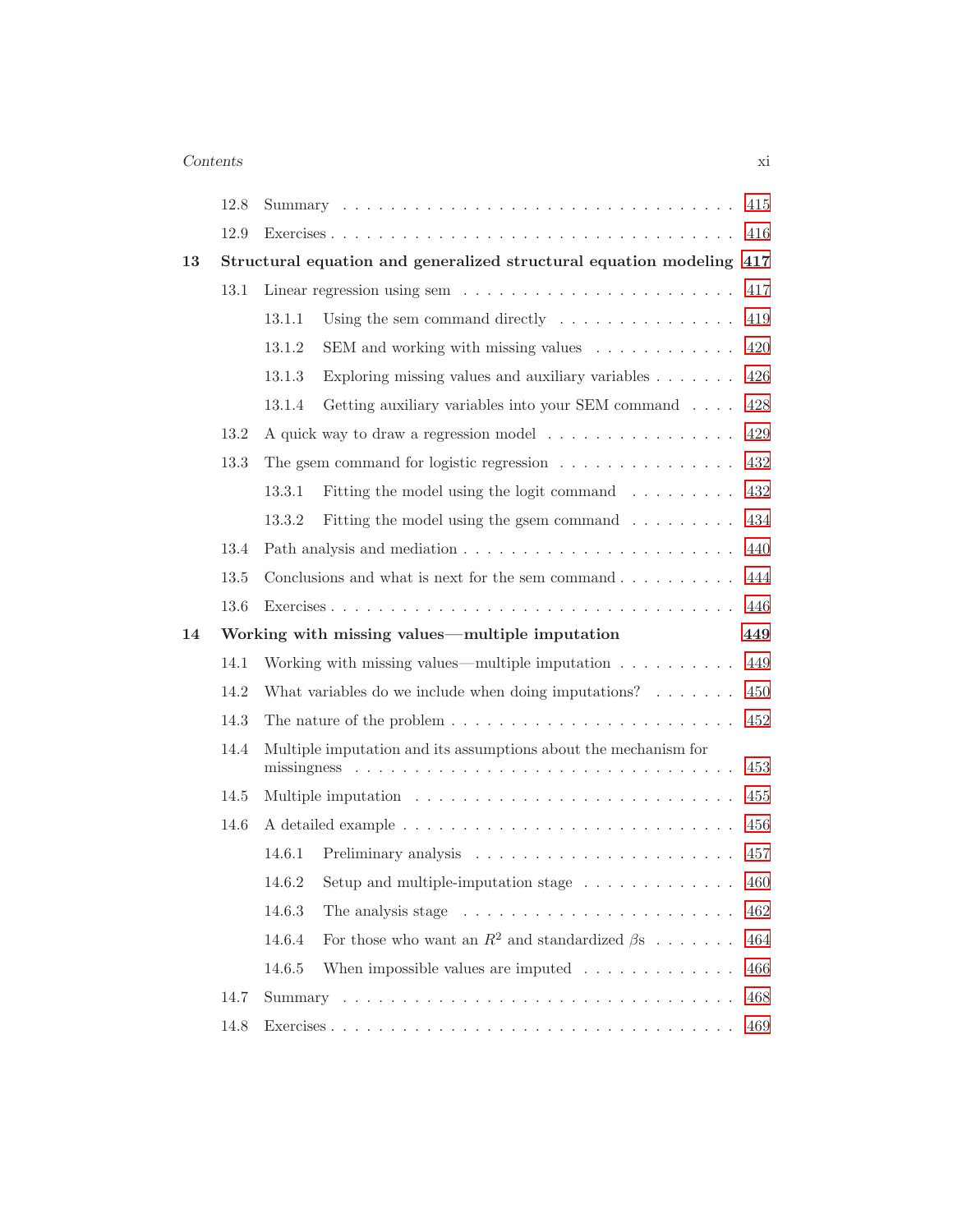| | | | |
|---|---|---|---|
| | 12.8 | Summary | 415 |
| | 12.9 | Exercises | 416 |
| **13** | **Structural equation and generalized structural equation modeling** | | **417** |
| | 13.1 | Linear regression using sem | 417 |
| | | 13.1.1 Using the sem command directly | 419 |
| | | 13.1.2 SEM and working with missing values | 420 |
| | | 13.1.3 Exploring missing values and auxiliary variables | 426 |
| | | 13.1.4 Getting auxiliary variables into your SEM command | 428 |
| | 13.2 | A quick way to draw a regression model | 429 |
| | 13.3 | The gsem command for logistic regression | 432 |
| | | 13.3.1 Fitting the model using the logit command | 432 |
| | | 13.3.2 Fitting the model using the gsem command | 434 |
| | 13.4 | Path analysis and mediation | 440 |
| | 13.5 | Conclusions and what is next for the sem command | 444 |
| | 13.6 | Exercises | 446 |
| **14** | **Working with missing values—multiple imputation** | | **449** |
| | 14.1 | Working with missing values—multiple imputation | 449 |
| | 14.2 | What variables do we include when doing imputations? | 450 |
| | 14.3 | The nature of the problem | 452 |
| | 14.4 | Multiple imputation and its assumptions about the mechanism for missingness | 453 |
| | 14.5 | Multiple imputation | 455 |
| | 14.6 | A detailed example | 456 |
| | | 14.6.1 Preliminary analysis | 457 |
| | | 14.6.2 Setup and multiple-imputation stage | 460 |
| | | 14.6.3 The analysis stage | 462 |
| | | 14.6.4 For those who want an $R^2$ and standardized $\beta$s | 464 |
| | | 14.6.5 When impossible values are imputed | 466 |
| | 14.7 | Summary | 468 |
| | 14.8 | Exercises | 469 |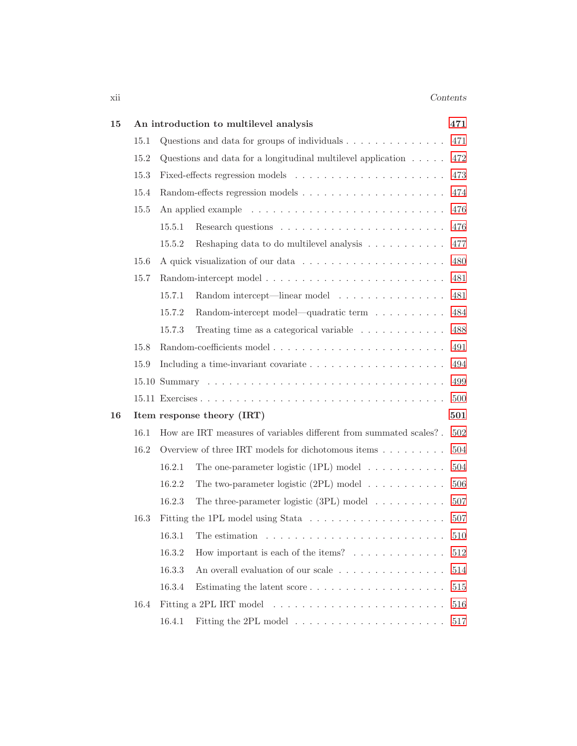**15 An introduction to multilevel analysis** **471**

15.1 Questions and data for groups of individuals . . . . . . . . . . . . . . 471

15.2 Questions and data for a longitudinal multilevel application . . . . . 472

15.3 Fixed-effects regression models . . . . . . . . . . . . . . . . . . . . 473

15.4 Random-effects regression models . . . . . . . . . . . . . . . . . . . 474

15.5 An applied example . . . . . . . . . . . . . . . . . . . . . . . . . . 476

  15.5.1 Research questions . . . . . . . . . . . . . . . . . . . . . . . 476

  15.5.2 Reshaping data to do multilevel analysis . . . . . . . . . . . 477

15.6 A quick visualization of our data . . . . . . . . . . . . . . . . . . . 480

15.7 Random-intercept model . . . . . . . . . . . . . . . . . . . . . . . . 481

  15.7.1 Random intercept—linear model . . . . . . . . . . . . . . . . 481

  15.7.2 Random-intercept model—quadratic term . . . . . . . . . . 484

  15.7.3 Treating time as a categorical variable . . . . . . . . . . . . 488

15.8 Random-coefficients model . . . . . . . . . . . . . . . . . . . . . . . 491

15.9 Including a time-invariant covariate . . . . . . . . . . . . . . . . . . 494

15.10 Summary . . . . . . . . . . . . . . . . . . . . . . . . . . . . . . . . 499

15.11 Exercises . . . . . . . . . . . . . . . . . . . . . . . . . . . . . . . . 500

**16 Item response theory (IRT)** **501**

16.1 How are IRT measures of variables different from summated scales? . 502

16.2 Overview of three IRT models for dichotomous items . . . . . . . . . 504

  16.2.1 The one-parameter logistic (1PL) model . . . . . . . . . . . 504

  16.2.2 The two-parameter logistic (2PL) model . . . . . . . . . . . 506

  16.2.3 The three-parameter logistic (3PL) model . . . . . . . . . . 507

16.3 Fitting the 1PL model using Stata . . . . . . . . . . . . . . . . . . . 507

  16.3.1 The estimation . . . . . . . . . . . . . . . . . . . . . . . . . 510

  16.3.2 How important is each of the items? . . . . . . . . . . . . . 512

  16.3.3 An overall evaluation of our scale . . . . . . . . . . . . . . . 514

  16.3.4 Estimating the latent score . . . . . . . . . . . . . . . . . . . 515

16.4 Fitting a 2PL IRT model . . . . . . . . . . . . . . . . . . . . . . . . 516

  16.4.1 Fitting the 2PL model . . . . . . . . . . . . . . . . . . . . . 517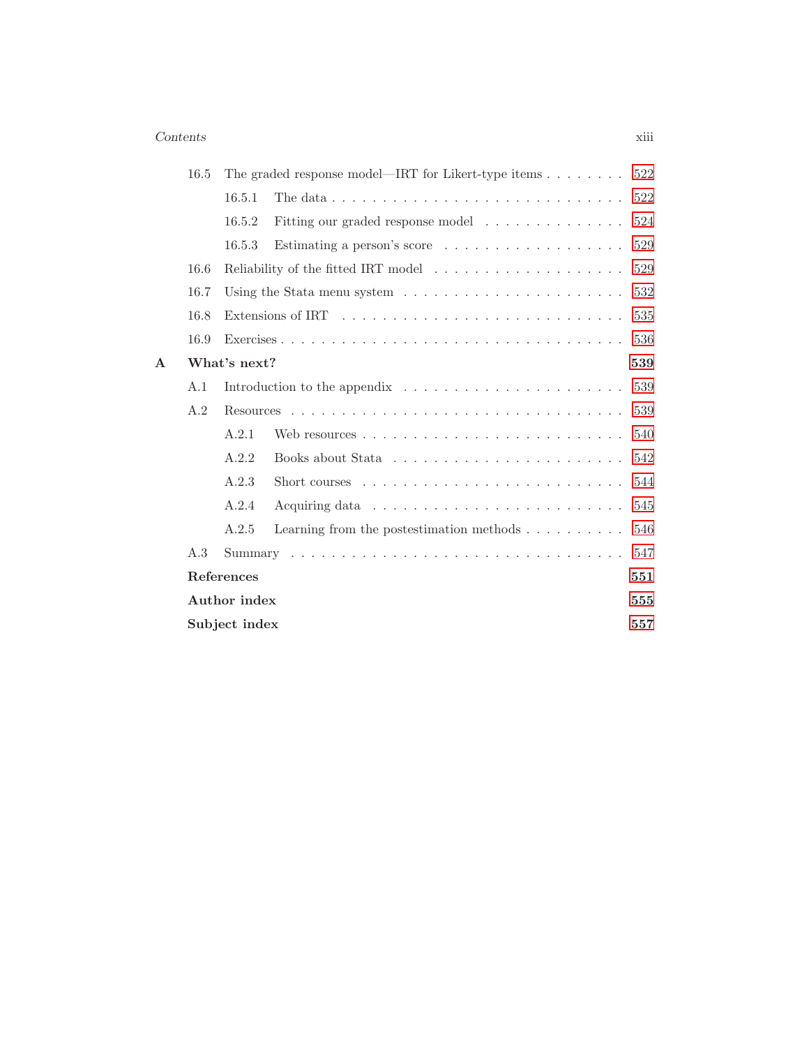| | | | |
|---|---|---|---|
| | 16.5 | The graded response model—IRT for Likert-type items | 522 |
| | | 16.5.1 The data | 522 |
| | | 16.5.2 Fitting our graded response model | 524 |
| | | 16.5.3 Estimating a person's score | 529 |
| | 16.6 | Reliability of the fitted IRT model | 529 |
| | 16.7 | Using the Stata menu system | 532 |
| | 16.8 | Extensions of IRT | 535 |
| | 16.9 | Exercises | 536 |
| **A** | **What's next?** | | **539** |
| | A.1 | Introduction to the appendix | 539 |
| | A.2 | Resources | 539 |
| | | A.2.1 Web resources | 540 |
| | | A.2.2 Books about Stata | 542 |
| | | A.2.3 Short courses | 544 |
| | | A.2.4 Acquiring data | 545 |
| | | A.2.5 Learning from the postestimation methods | 546 |
| | A.3 | Summary | 547 |
| | **References** | | **551** |
| | **Author index** | | **555** |
| | **Subject index** | | **557** |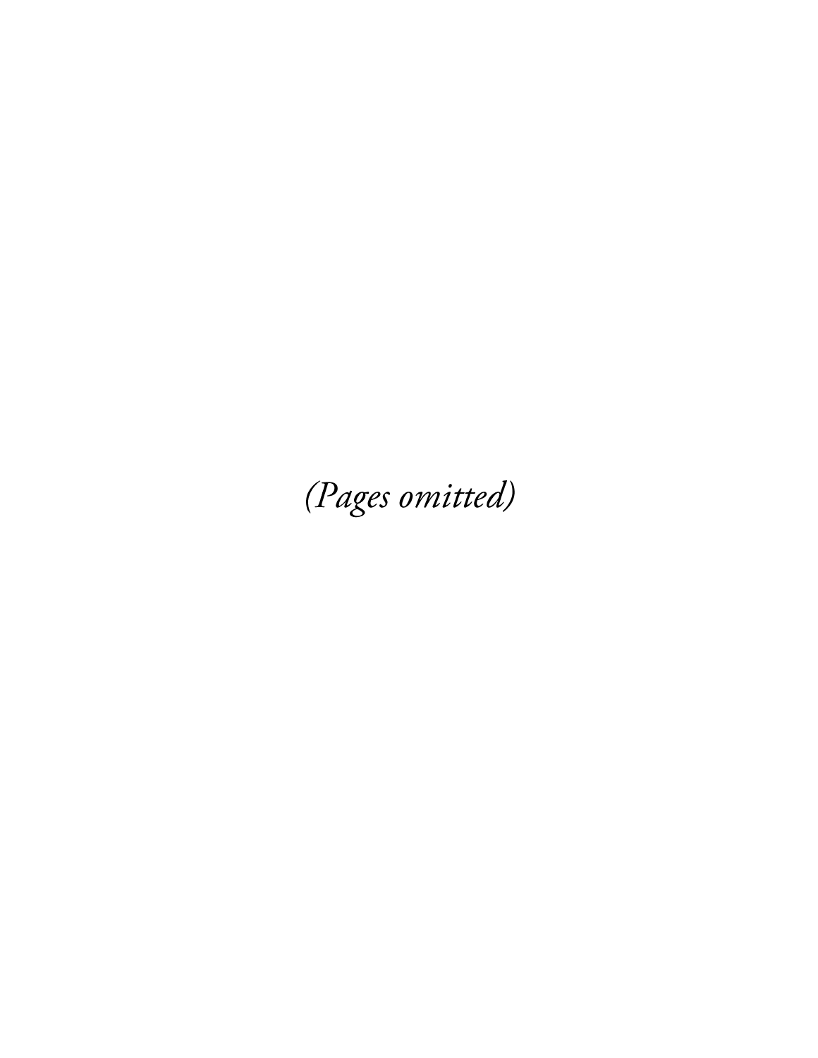*(Pages omitted)*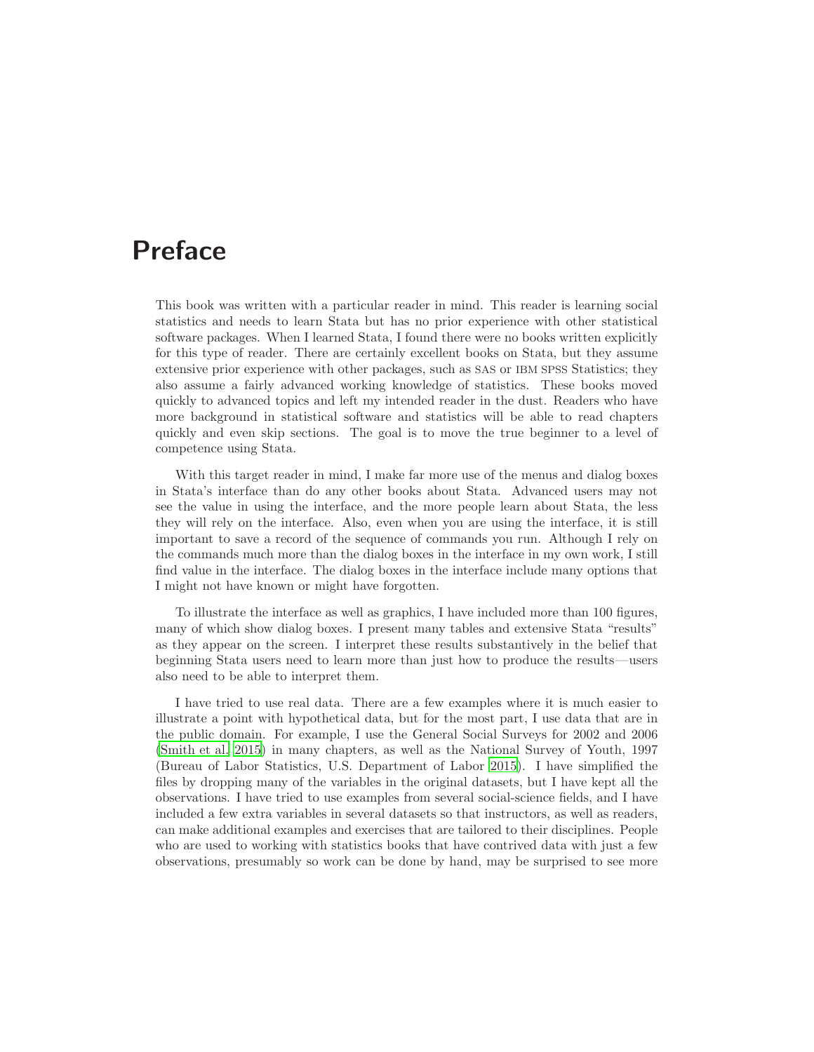# Preface

This book was written with a particular reader in mind. This reader is learning social statistics and needs to learn Stata but has no prior experience with other statistical software packages. When I learned Stata, I found there were no books written explicitly for this type of reader. There are certainly excellent books on Stata, but they assume extensive prior experience with other packages, such as SAS or IBM SPSS Statistics; they also assume a fairly advanced working knowledge of statistics. These books moved quickly to advanced topics and left my intended reader in the dust. Readers who have more background in statistical software and statistics will be able to read chapters quickly and even skip sections. The goal is to move the true beginner to a level of competence using Stata.

With this target reader in mind, I make far more use of the menus and dialog boxes in Stata's interface than do any other books about Stata. Advanced users may not see the value in using the interface, and the more people learn about Stata, the less they will rely on the interface. Also, even when you are using the interface, it is still important to save a record of the sequence of commands you run. Although I rely on the commands much more than the dialog boxes in the interface in my own work, I still find value in the interface. The dialog boxes in the interface include many options that I might not have known or might have forgotten.

To illustrate the interface as well as graphics, I have included more than 100 figures, many of which show dialog boxes. I present many tables and extensive Stata "results" as they appear on the screen. I interpret these results substantively in the belief that beginning Stata users need to learn more than just how to produce the results—users also need to be able to interpret them.

I have tried to use real data. There are a few examples where it is much easier to illustrate a point with hypothetical data, but for the most part, I use data that are in the public domain. For example, I use the General Social Surveys for 2002 and 2006 (Smith et al. 2015) in many chapters, as well as the National Survey of Youth, 1997 (Bureau of Labor Statistics, U.S. Department of Labor 2015). I have simplified the files by dropping many of the variables in the original datasets, but I have kept all the observations. I have tried to use examples from several social-science fields, and I have included a few extra variables in several datasets so that instructors, as well as readers, can make additional examples and exercises that are tailored to their disciplines. People who are used to working with statistics books that have contrived data with just a few observations, presumably so work can be done by hand, may be surprised to see more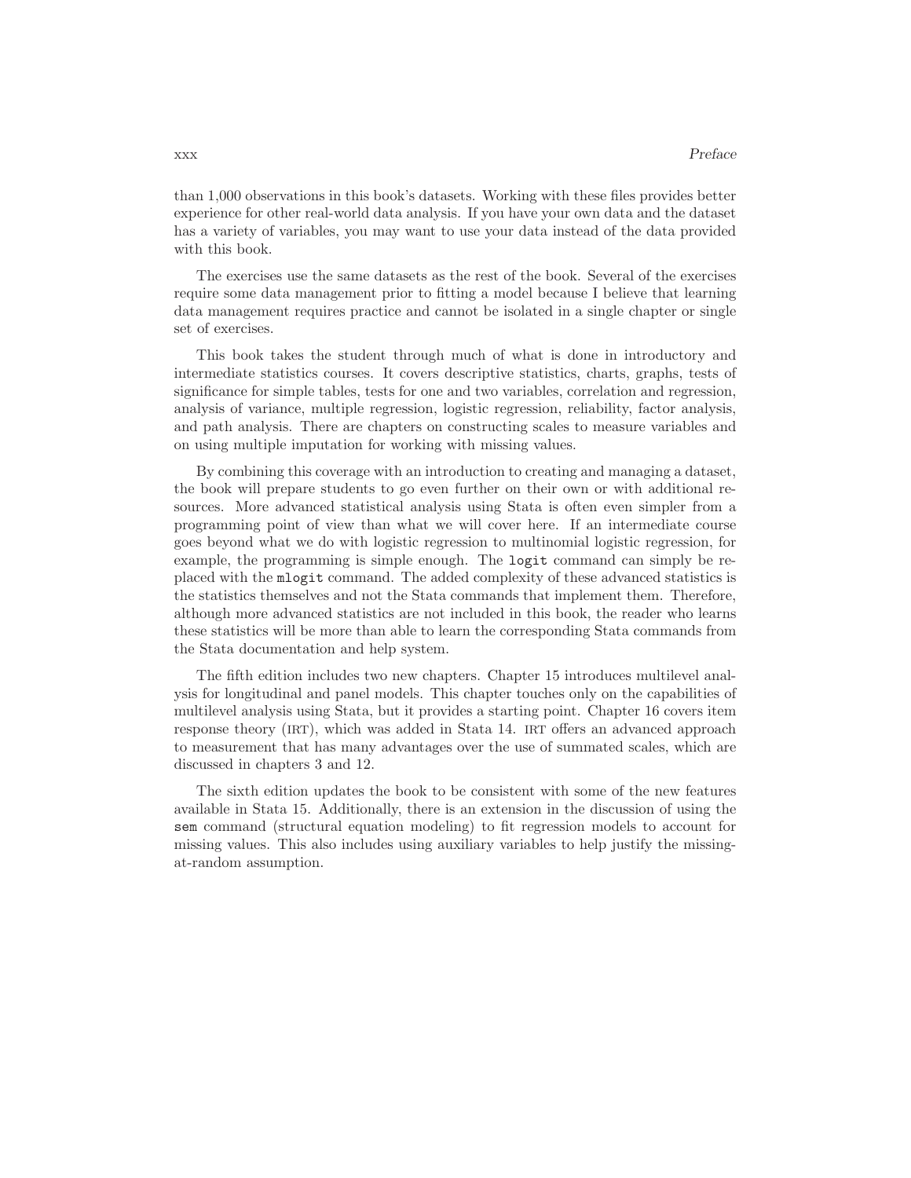than 1,000 observations in this book's datasets. Working with these files provides better experience for other real-world data analysis. If you have your own data and the dataset has a variety of variables, you may want to use your data instead of the data provided with this book.

The exercises use the same datasets as the rest of the book. Several of the exercises require some data management prior to fitting a model because I believe that learning data management requires practice and cannot be isolated in a single chapter or single set of exercises.

This book takes the student through much of what is done in introductory and intermediate statistics courses. It covers descriptive statistics, charts, graphs, tests of significance for simple tables, tests for one and two variables, correlation and regression, analysis of variance, multiple regression, logistic regression, reliability, factor analysis, and path analysis. There are chapters on constructing scales to measure variables and on using multiple imputation for working with missing values.

By combining this coverage with an introduction to creating and managing a dataset, the book will prepare students to go even further on their own or with additional resources. More advanced statistical analysis using Stata is often even simpler from a programming point of view than what we will cover here. If an intermediate course goes beyond what we do with logistic regression to multinomial logistic regression, for example, the programming is simple enough. The `logit` command can simply be replaced with the `mlogit` command. The added complexity of these advanced statistics is the statistics themselves and not the Stata commands that implement them. Therefore, although more advanced statistics are not included in this book, the reader who learns these statistics will be more than able to learn the corresponding Stata commands from the Stata documentation and help system.

The fifth edition includes two new chapters. Chapter 15 introduces multilevel analysis for longitudinal and panel models. This chapter touches only on the capabilities of multilevel analysis using Stata, but it provides a starting point. Chapter 16 covers item response theory (IRT), which was added in Stata 14. IRT offers an advanced approach to measurement that has many advantages over the use of summated scales, which are discussed in chapters 3 and 12.

The sixth edition updates the book to be consistent with some of the new features available in Stata 15. Additionally, there is an extension in the discussion of using the `sem` command (structural equation modeling) to fit regression models to account for missing values. This also includes using auxiliary variables to help justify the missing-at-random assumption.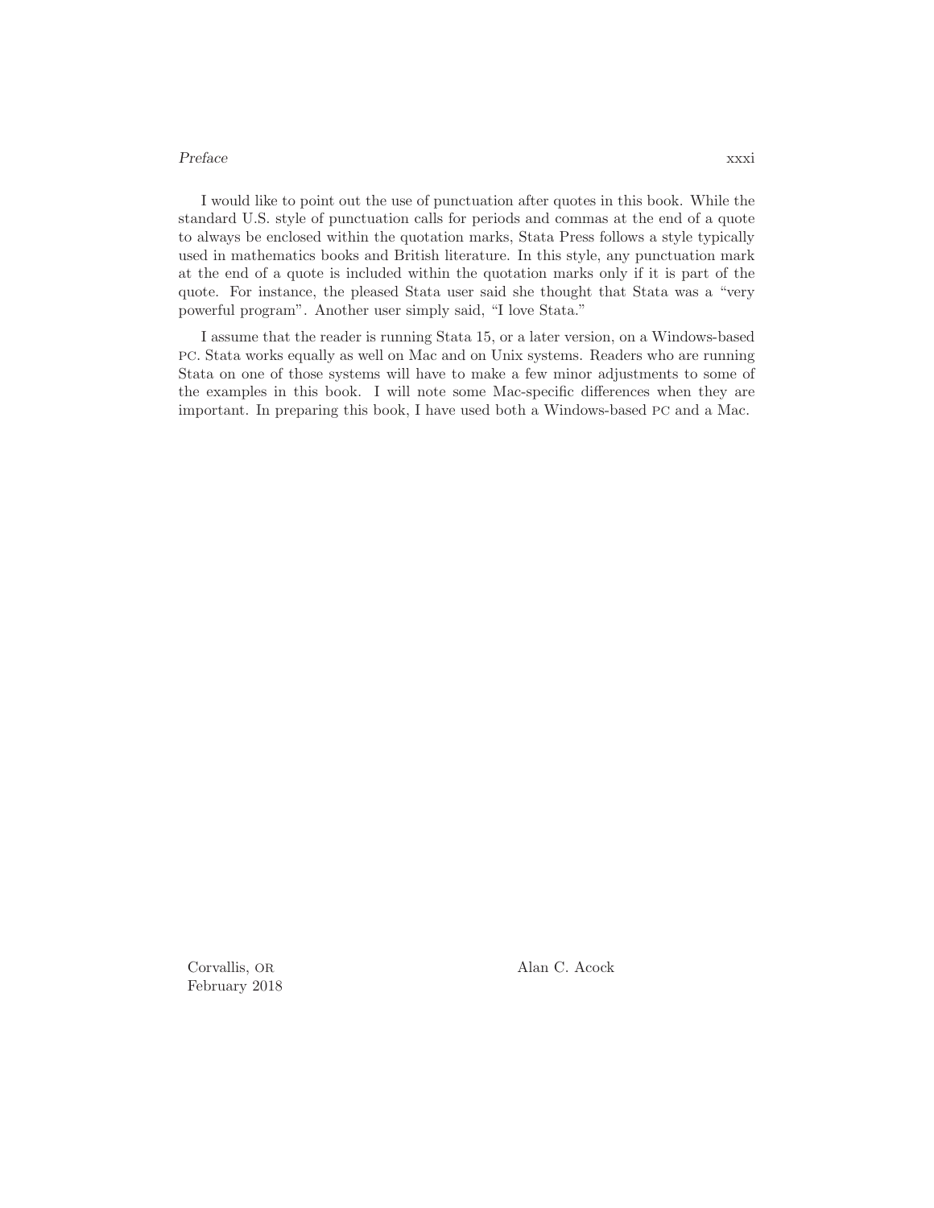I would like to point out the use of punctuation after quotes in this book. While the standard U.S. style of punctuation calls for periods and commas at the end of a quote to always be enclosed within the quotation marks, Stata Press follows a style typically used in mathematics books and British literature. In this style, any punctuation mark at the end of a quote is included within the quotation marks only if it is part of the quote. For instance, the pleased Stata user said she thought that Stata was a “very powerful program”. Another user simply said, “I love Stata.”

I assume that the reader is running Stata 15, or a later version, on a Windows-based PC. Stata works equally as well on Mac and on Unix systems. Readers who are running Stata on one of those systems will have to make a few minor adjustments to some of the examples in this book. I will note some Mac-specific differences when they are important. In preparing this book, I have used both a Windows-based PC and a Mac.

Corvallis, OR
February 2018

Alan C. Acock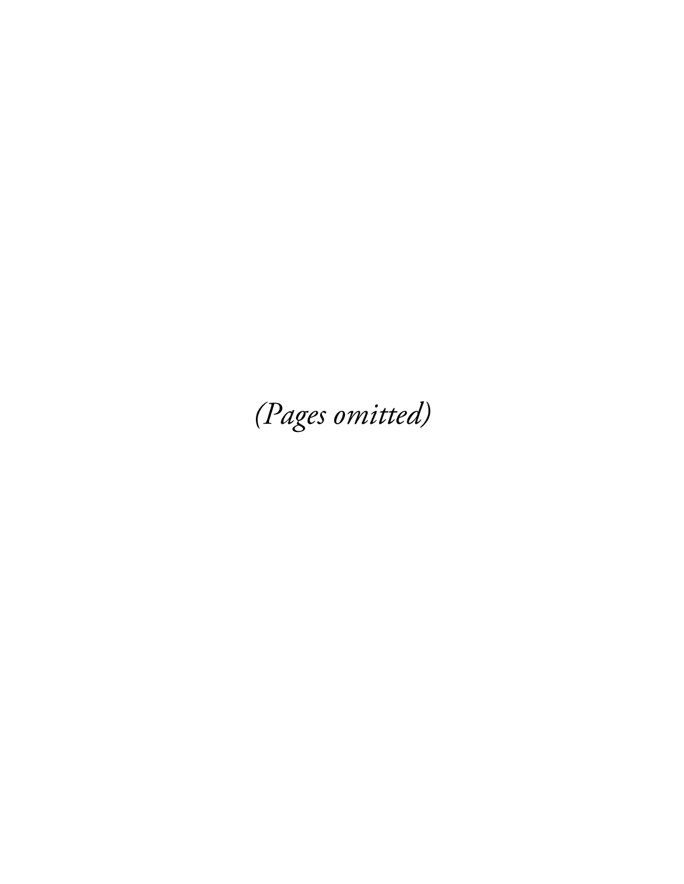*(Pages omitted)*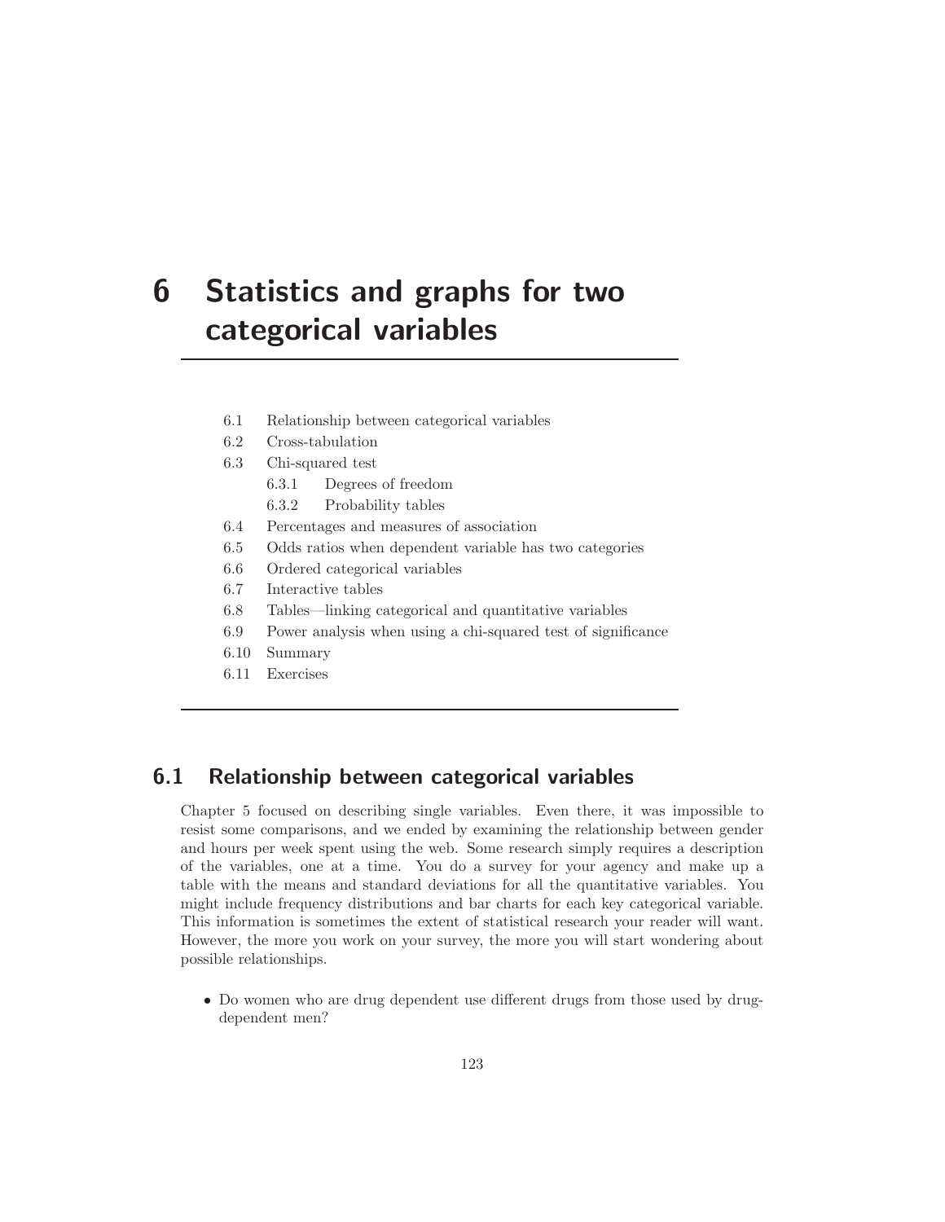# 6 Statistics and graphs for two categorical variables

- 6.1 Relationship between categorical variables
- 6.2 Cross-tabulation
- 6.3 Chi-squared test
  - 6.3.1 Degrees of freedom
  - 6.3.2 Probability tables
- 6.4 Percentages and measures of association
- 6.5 Odds ratios when dependent variable has two categories
- 6.6 Ordered categorical variables
- 6.7 Interactive tables
- 6.8 Tables—linking categorical and quantitative variables
- 6.9 Power analysis when using a chi-squared test of significance
- 6.10 Summary
- 6.11 Exercises

## 6.1 Relationship between categorical variables

Chapter 5 focused on describing single variables. Even there, it was impossible to resist some comparisons, and we ended by examining the relationship between gender and hours per week spent using the web. Some research simply requires a description of the variables, one at a time. You do a survey for your agency and make up a table with the means and standard deviations for all the quantitative variables. You might include frequency distributions and bar charts for each key categorical variable. This information is sometimes the extent of statistical research your reader will want. However, the more you work on your survey, the more you will start wondering about possible relationships.

- Do women who are drug dependent use different drugs from those used by drug-dependent men?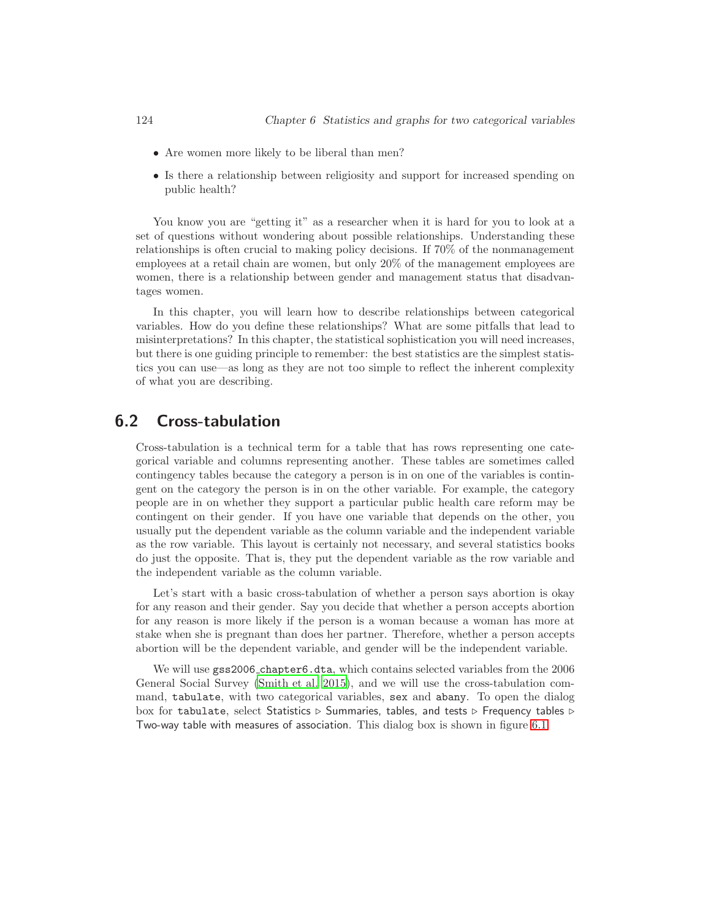- Are women more likely to be liberal than men?
- Is there a relationship between religiosity and support for increased spending on public health?

You know you are "getting it" as a researcher when it is hard for you to look at a set of questions without wondering about possible relationships. Understanding these relationships is often crucial to making policy decisions. If 70% of the nonmanagement employees at a retail chain are women, but only 20% of the management employees are women, there is a relationship between gender and management status that disadvantages women.

In this chapter, you will learn how to describe relationships between categorical variables. How do you define these relationships? What are some pitfalls that lead to misinterpretations? In this chapter, the statistical sophistication you will need increases, but there is one guiding principle to remember: the best statistics are the simplest statistics you can use—as long as they are not too simple to reflect the inherent complexity of what you are describing.

## 6.2 Cross-tabulation

Cross-tabulation is a technical term for a table that has rows representing one categorical variable and columns representing another. These tables are sometimes called contingency tables because the category a person is in on one of the variables is contingent on the category the person is in on the other variable. For example, the category people are in on whether they support a particular public health care reform may be contingent on their gender. If you have one variable that depends on the other, you usually put the dependent variable as the column variable and the independent variable as the row variable. This layout is certainly not necessary, and several statistics books do just the opposite. That is, they put the dependent variable as the row variable and the independent variable as the column variable.

Let's start with a basic cross-tabulation of whether a person says abortion is okay for any reason and their gender. Say you decide that whether a person accepts abortion for any reason is more likely if the person is a woman because a woman has more at stake when she is pregnant than does her partner. Therefore, whether a person accepts abortion will be the dependent variable, and gender will be the independent variable.

We will use `gss2006_chapter6.dta`, which contains selected variables from the 2006 General Social Survey (Smith et al. 2015), and we will use the cross-tabulation command, `tabulate`, with two categorical variables, `sex` and `abany`. To open the dialog box for `tabulate`, select Statistics ▷ Summaries, tables, and tests ▷ Frequency tables ▷ Two-way table with measures of association. This dialog box is shown in figure 6.1.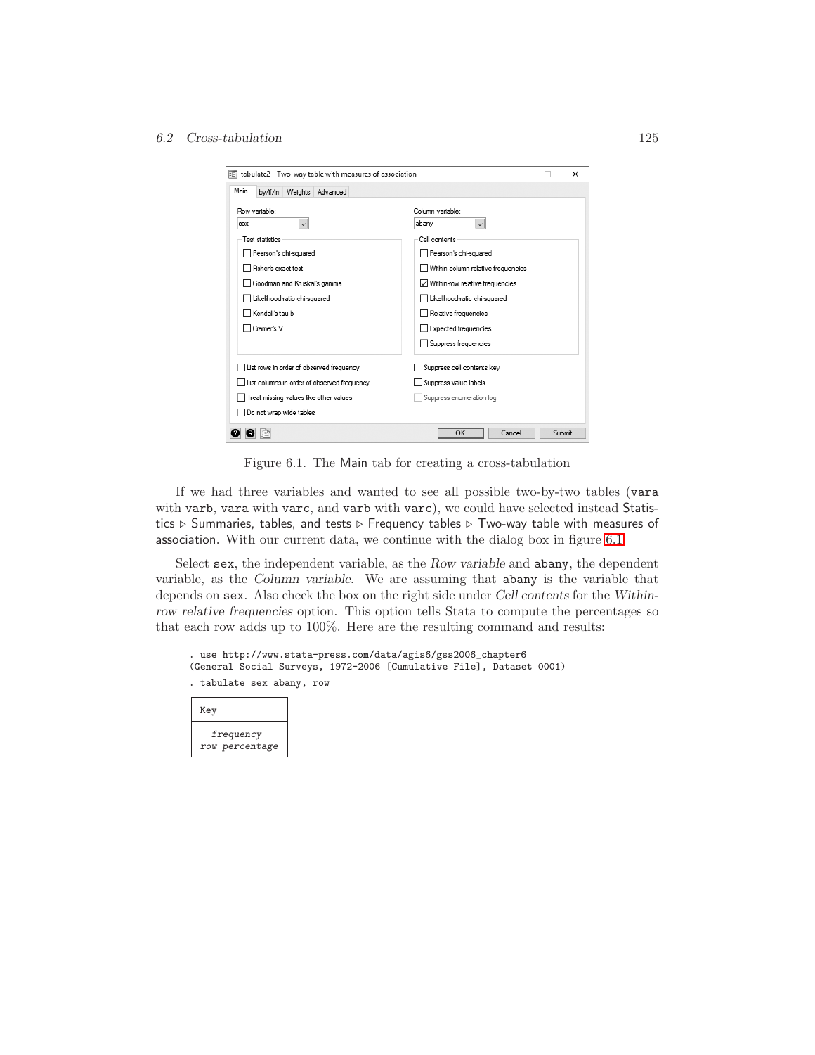Figure 6.1. The Main tab for creating a cross-tabulation

If we had three variables and wanted to see all possible two-by-two tables (vara with varb, vara with varc, and varb with varc), we could have selected instead Statistics ▷ Summaries, tables, and tests ▷ Frequency tables ▷ Two-way table with measures of association. With our current data, we continue with the dialog box in figure 6.1.

Select sex, the independent variable, as the *Row variable* and abany, the dependent variable, as the *Column variable*. We are assuming that abany is the variable that depends on sex. Also check the box on the right side under *Cell contents* for the *Within-row relative frequencies* option. This option tells Stata to compute the percentages so that each row adds up to 100%. Here are the resulting command and results:

```
. use http://www.stata-press.com/data/agis6/gss2006_chapter6
(General Social Surveys, 1972-2006 [Cumulative File], Dataset 0001)
. tabulate sex abany, row

  Key

  frequency
  row percentage
```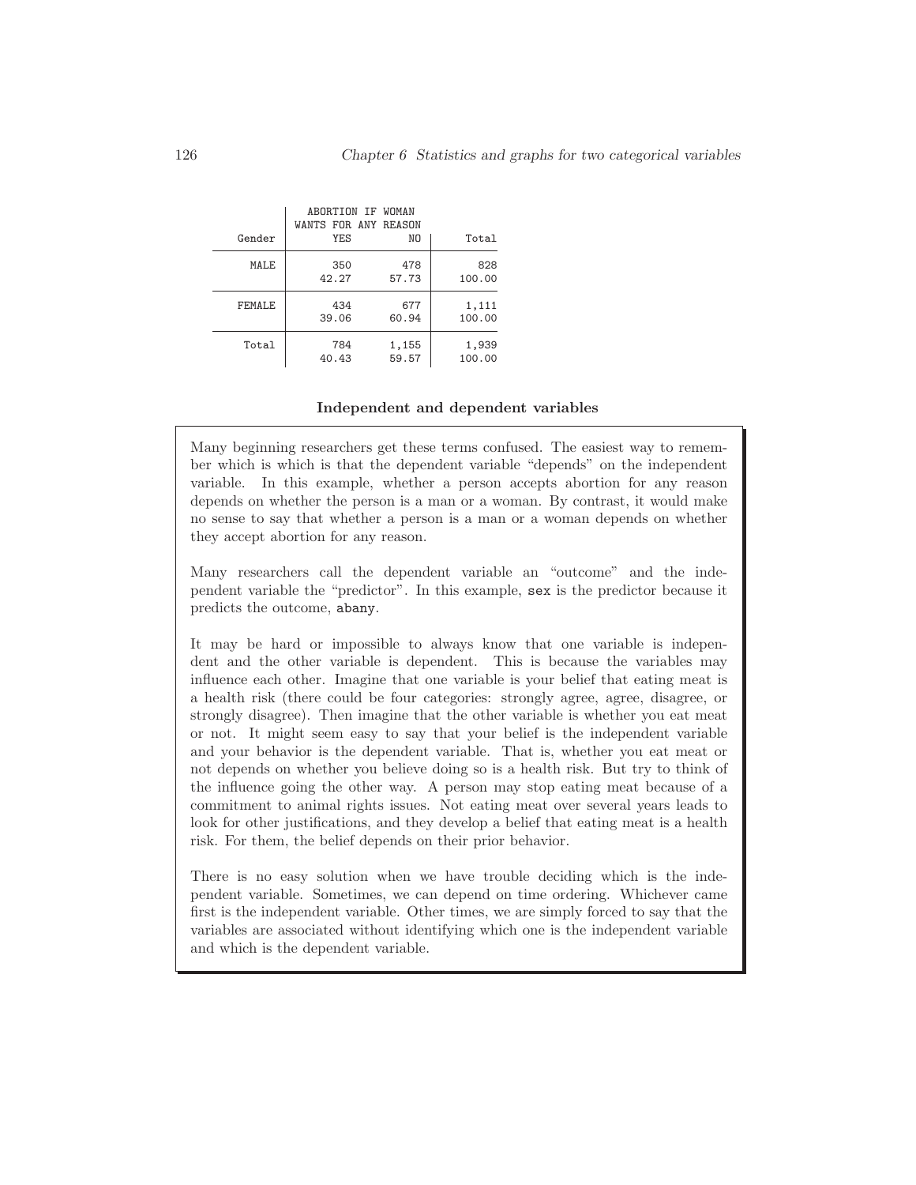| Gender | ABORTION IF WOMAN WANTS FOR ANY REASON YES | NO | Total |
|---|---|---|---|
| MALE | 350<br>42.27 | 478<br>57.73 | 828<br>100.00 |
| FEMALE | 434<br>39.06 | 677<br>60.94 | 1,111<br>100.00 |
| Total | 784<br>40.43 | 1,155<br>59.57 | 1,939<br>100.00 |

**Independent and dependent variables**

Many beginning researchers get these terms confused. The easiest way to remember which is which is that the dependent variable "depends" on the independent variable. In this example, whether a person accepts abortion for any reason depends on whether the person is a man or a woman. By contrast, it would make no sense to say that whether a person is a man or a woman depends on whether they accept abortion for any reason.

Many researchers call the dependent variable an "outcome" and the independent variable the "predictor". In this example, `sex` is the predictor because it predicts the outcome, `abany`.

It may be hard or impossible to always know that one variable is independent and the other variable is dependent. This is because the variables may influence each other. Imagine that one variable is your belief that eating meat is a health risk (there could be four categories: strongly agree, agree, disagree, or strongly disagree). Then imagine that the other variable is whether you eat meat or not. It might seem easy to say that your belief is the independent variable and your behavior is the dependent variable. That is, whether you eat meat or not depends on whether you believe doing so is a health risk. But try to think of the influence going the other way. A person may stop eating meat because of a commitment to animal rights issues. Not eating meat over several years leads to look for other justifications, and they develop a belief that eating meat is a health risk. For them, the belief depends on their prior behavior.

There is no easy solution when we have trouble deciding which is the independent variable. Sometimes, we can depend on time ordering. Whichever came first is the independent variable. Other times, we are simply forced to say that the variables are associated without identifying which one is the independent variable and which is the dependent variable.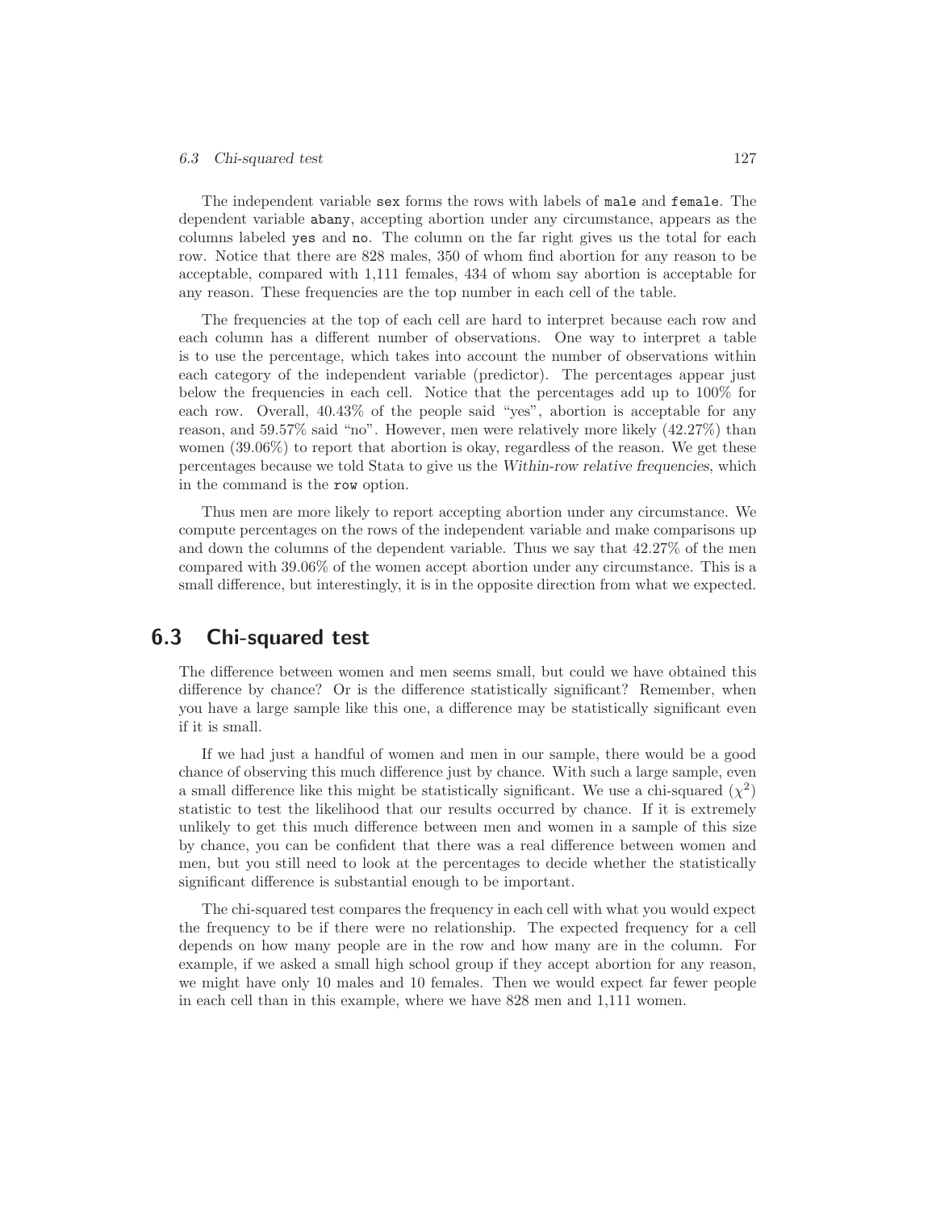The independent variable `sex` forms the rows with labels of `male` and `female`. The dependent variable `abany`, accepting abortion under any circumstance, appears as the columns labeled `yes` and `no`. The column on the far right gives us the total for each row. Notice that there are 828 males, 350 of whom find abortion for any reason to be acceptable, compared with 1,111 females, 434 of whom say abortion is acceptable for any reason. These frequencies are the top number in each cell of the table.

The frequencies at the top of each cell are hard to interpret because each row and each column has a different number of observations. One way to interpret a table is to use the percentage, which takes into account the number of observations within each category of the independent variable (predictor). The percentages appear just below the frequencies in each cell. Notice that the percentages add up to 100% for each row. Overall, 40.43% of the people said "yes", abortion is acceptable for any reason, and 59.57% said "no". However, men were relatively more likely (42.27%) than women (39.06%) to report that abortion is okay, regardless of the reason. We get these percentages because we told Stata to give us the *Within-row relative frequencies*, which in the command is the `row` option.

Thus men are more likely to report accepting abortion under any circumstance. We compute percentages on the rows of the independent variable and make comparisons up and down the columns of the dependent variable. Thus we say that 42.27% of the men compared with 39.06% of the women accept abortion under any circumstance. This is a small difference, but interestingly, it is in the opposite direction from what we expected.

## 6.3 Chi-squared test

The difference between women and men seems small, but could we have obtained this difference by chance? Or is the difference statistically significant? Remember, when you have a large sample like this one, a difference may be statistically significant even if it is small.

If we had just a handful of women and men in our sample, there would be a good chance of observing this much difference just by chance. With such a large sample, even a small difference like this might be statistically significant. We use a chi-squared ($\chi^2$) statistic to test the likelihood that our results occurred by chance. If it is extremely unlikely to get this much difference between men and women in a sample of this size by chance, you can be confident that there was a real difference between women and men, but you still need to look at the percentages to decide whether the statistically significant difference is substantial enough to be important.

The chi-squared test compares the frequency in each cell with what you would expect the frequency to be if there were no relationship. The expected frequency for a cell depends on how many people are in the row and how many are in the column. For example, if we asked a small high school group if they accept abortion for any reason, we might have only 10 males and 10 females. Then we would expect far fewer people in each cell than in this example, where we have 828 men and 1,111 women.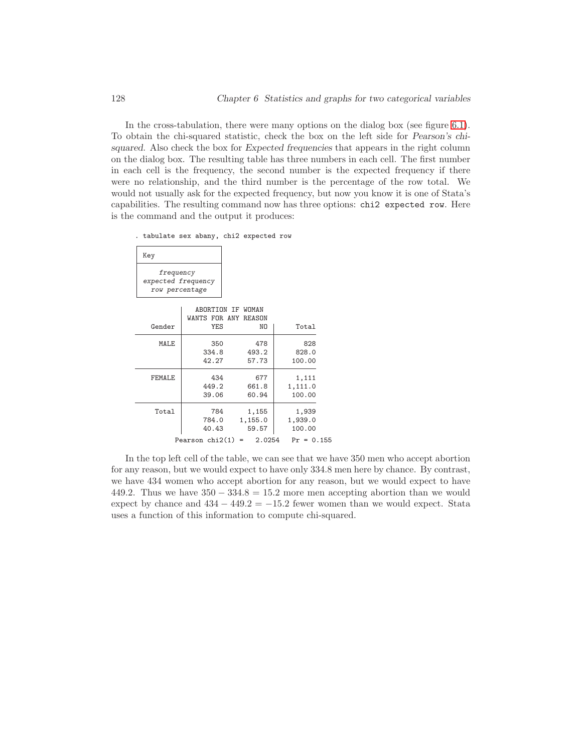In the cross-tabulation, there were many options on the dialog box (see figure 6.1). To obtain the chi-squared statistic, check the box on the left side for *Pearson's chi-squared*. Also check the box for *Expected frequencies* that appears in the right column on the dialog box. The resulting table has three numbers in each cell. The first number in each cell is the frequency, the second number is the expected frequency if there were no relationship, and the third number is the percentage of the row total. We would not usually ask for the expected frequency, but now you know it is one of Stata's capabilities. The resulting command now has three options: `chi2 expected row`. Here is the command and the output it produces:

```
. tabulate sex abany, chi2 expected row

+-------------------+
| Key               |
|-------------------|
|     frequency     |
| expected frequency|
|  row percentage   |
+-------------------+

           |  ABORTION IF WOMAN
           | WANTS FOR ANY REASON
    Gender |       YES         NO |     Total
-----------+----------------------+----------
      MALE |       350        478 |       828 
           |     334.8      493.2 |     828.0 
           |     42.27      57.73 |    100.00 
-----------+----------------------+----------
    FEMALE |       434        677 |     1,111 
           |     449.2      661.8 |   1,111.0 
           |     39.06      60.94 |    100.00 
-----------+----------------------+----------
     Total |       784      1,155 |     1,939 
           |     784.0    1,155.0 |   1,939.0 
           |     40.43      59.57 |    100.00 

          Pearson chi2(1) =   2.0254   Pr = 0.155
```

In the top left cell of the table, we can see that we have 350 men who accept abortion for any reason, but we would expect to have only 334.8 men here by chance. By contrast, we have 434 women who accept abortion for any reason, but we would expect to have 449.2. Thus we have $350 - 334.8 = 15.2$ more men accepting abortion than we would expect by chance and $434 - 449.2 = -15.2$ fewer women than we would expect. Stata uses a function of this information to compute chi-squared.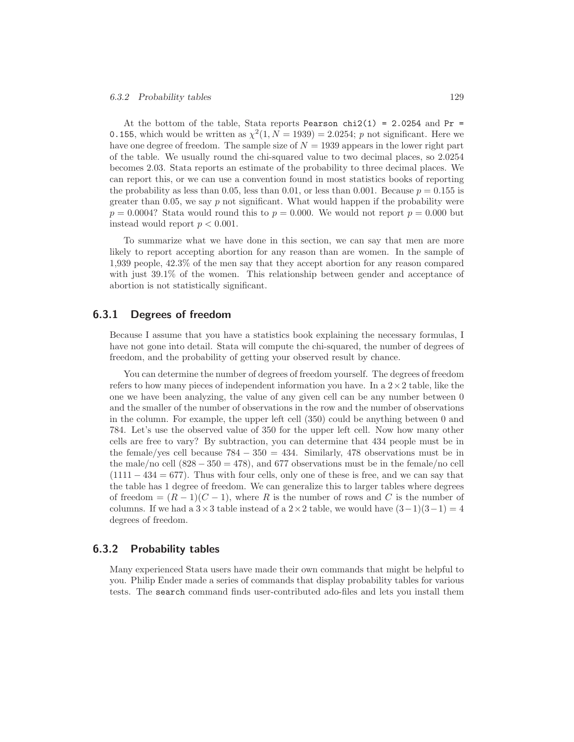At the bottom of the table, Stata reports `Pearson chi2(1) = 2.0254` and `Pr = 0.155`, which would be written as $\chi^2(1, N = 1939) = 2.0254$; $p$ not significant. Here we have one degree of freedom. The sample size of $N = 1939$ appears in the lower right part of the table. We usually round the chi-squared value to two decimal places, so 2.0254 becomes 2.03. Stata reports an estimate of the probability to three decimal places. We can report this, or we can use a convention found in most statistics books of reporting the probability as less than 0.05, less than 0.01, or less than 0.001. Because $p = 0.155$ is greater than 0.05, we say $p$ not significant. What would happen if the probability were $p = 0.0004$? Stata would round this to $p = 0.000$. We would not report $p = 0.000$ but instead would report $p < 0.001$.

To summarize what we have done in this section, we can say that men are more likely to report accepting abortion for any reason than are women. In the sample of 1,939 people, 42.3% of the men say that they accept abortion for any reason compared with just 39.1% of the women. This relationship between gender and acceptance of abortion is not statistically significant.

### 6.3.1 Degrees of freedom

Because I assume that you have a statistics book explaining the necessary formulas, I have not gone into detail. Stata will compute the chi-squared, the number of degrees of freedom, and the probability of getting your observed result by chance.

You can determine the number of degrees of freedom yourself. The degrees of freedom refers to how many pieces of independent information you have. In a $2 \times 2$ table, like the one we have been analyzing, the value of any given cell can be any number between 0 and the smaller of the number of observations in the row and the number of observations in the column. For example, the upper left cell (350) could be anything between 0 and 784. Let's use the observed value of 350 for the upper left cell. Now how many other cells are free to vary? By subtraction, you can determine that 434 people must be in the female/yes cell because $784 - 350 = 434$. Similarly, 478 observations must be in the male/no cell ($828 - 350 = 478$), and 677 observations must be in the female/no cell ($1111 - 434 = 677$). Thus with four cells, only one of these is free, and we can say that the table has 1 degree of freedom. We can generalize this to larger tables where degrees of freedom $= (R - 1)(C - 1)$, where $R$ is the number of rows and $C$ is the number of columns. If we had a $3 \times 3$ table instead of a $2 \times 2$ table, we would have $(3-1)(3-1) = 4$ degrees of freedom.

### 6.3.2 Probability tables

Many experienced Stata users have made their own commands that might be helpful to you. Philip Ender made a series of commands that display probability tables for various tests. The `search` command finds user-contributed ado-files and lets you install them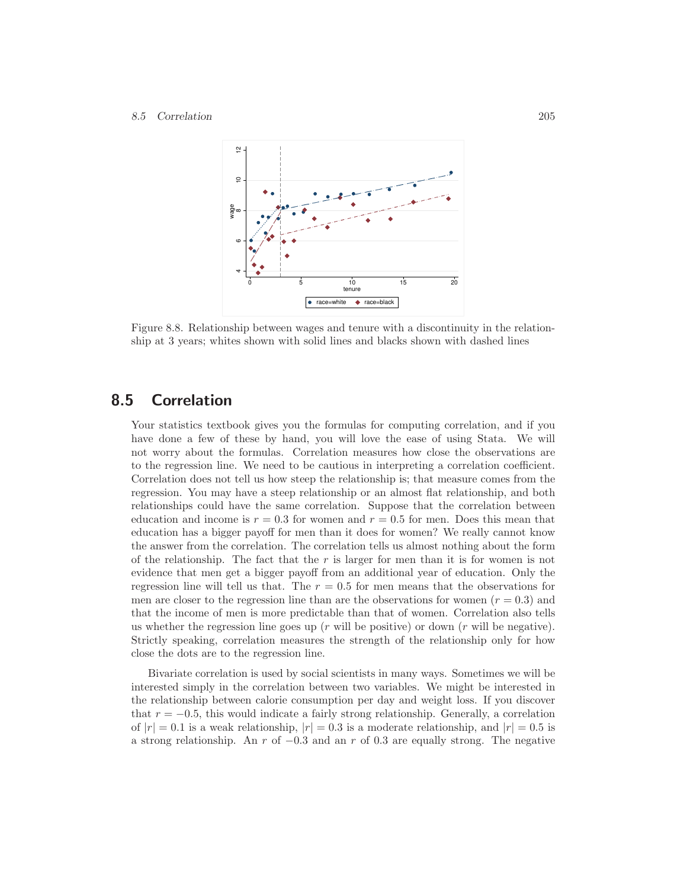Figure 8.8. Relationship between wages and tenure with a discontinuity in the relationship at 3 years; whites shown with solid lines and blacks shown with dashed lines

## 8.5 Correlation

Your statistics textbook gives you the formulas for computing correlation, and if you have done a few of these by hand, you will love the ease of using Stata. We will not worry about the formulas. Correlation measures how close the observations are to the regression line. We need to be cautious in interpreting a correlation coefficient. Correlation does not tell us how steep the relationship is; that measure comes from the regression. You may have a steep relationship or an almost flat relationship, and both relationships could have the same correlation. Suppose that the correlation between education and income is $r = 0.3$ for women and $r = 0.5$ for men. Does this mean that education has a bigger payoff for men than it does for women? We really cannot know the answer from the correlation. The correlation tells us almost nothing about the form of the relationship. The fact that the $r$ is larger for men than it is for women is not evidence that men get a bigger payoff from an additional year of education. Only the regression line will tell us that. The $r = 0.5$ for men means that the observations for men are closer to the regression line than are the observations for women ($r = 0.3$) and that the income of men is more predictable than that of women. Correlation also tells us whether the regression line goes up ($r$ will be positive) or down ($r$ will be negative). Strictly speaking, correlation measures the strength of the relationship only for how close the dots are to the regression line.

Bivariate correlation is used by social scientists in many ways. Sometimes we will be interested simply in the correlation between two variables. We might be interested in the relationship between calorie consumption per day and weight loss. If you discover that $r = -0.5$, this would indicate a fairly strong relationship. Generally, a correlation of $|r| = 0.1$ is a weak relationship, $|r| = 0.3$ is a moderate relationship, and $|r| = 0.5$ is a strong relationship. An $r$ of $-0.3$ and an $r$ of $0.3$ are equally strong. The negative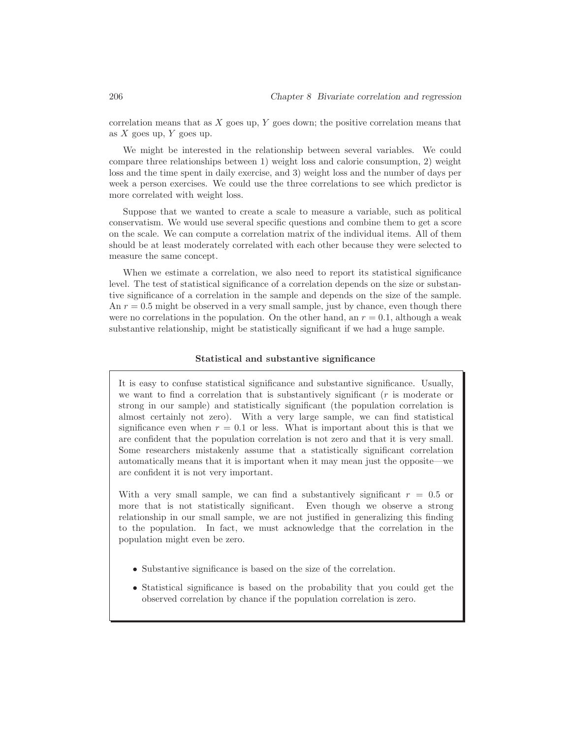correlation means that as $X$ goes up, $Y$ goes down; the positive correlation means that as $X$ goes up, $Y$ goes up.

We might be interested in the relationship between several variables. We could compare three relationships between 1) weight loss and calorie consumption, 2) weight loss and the time spent in daily exercise, and 3) weight loss and the number of days per week a person exercises. We could use the three correlations to see which predictor is more correlated with weight loss.

Suppose that we wanted to create a scale to measure a variable, such as political conservatism. We would use several specific questions and combine them to get a score on the scale. We can compute a correlation matrix of the individual items. All of them should be at least moderately correlated with each other because they were selected to measure the same concept.

When we estimate a correlation, we also need to report its statistical significance level. The test of statistical significance of a correlation depends on the size or substantive significance of a correlation in the sample and depends on the size of the sample. An $r = 0.5$ might be observed in a very small sample, just by chance, even though there were no correlations in the population. On the other hand, an $r = 0.1$, although a weak substantive relationship, might be statistically significant if we had a huge sample.

**Statistical and substantive significance**

It is easy to confuse statistical significance and substantive significance. Usually, we want to find a correlation that is substantively significant ($r$ is moderate or strong in our sample) and statistically significant (the population correlation is almost certainly not zero). With a very large sample, we can find statistical significance even when $r = 0.1$ or less. What is important about this is that we are confident that the population correlation is not zero and that it is very small. Some researchers mistakenly assume that a statistically significant correlation automatically means that it is important when it may mean just the opposite—we are confident it is not very important.

With a very small sample, we can find a substantively significant $r = 0.5$ or more that is not statistically significant. Even though we observe a strong relationship in our small sample, we are not justified in generalizing this finding to the population. In fact, we must acknowledge that the correlation in the population might even be zero.

- Substantive significance is based on the size of the correlation.
- Statistical significance is based on the probability that you could get the observed correlation by chance if the population correlation is zero.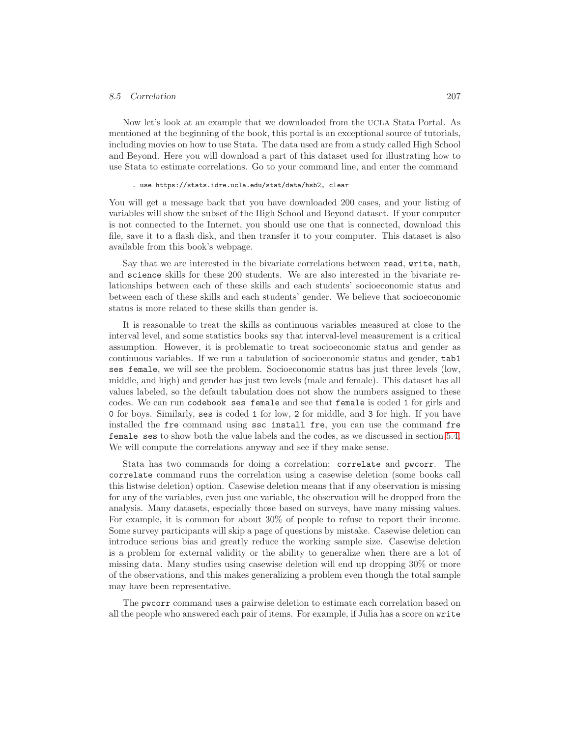Now let's look at an example that we downloaded from the UCLA Stata Portal. As mentioned at the beginning of the book, this portal is an exceptional source of tutorials, including movies on how to use Stata. The data used are from a study called High School and Beyond. Here you will download a part of this dataset used for illustrating how to use Stata to estimate correlations. Go to your command line, and enter the command

```
. use https://stats.idre.ucla.edu/stat/data/hsb2, clear
```

You will get a message back that you have downloaded 200 cases, and your listing of variables will show the subset of the High School and Beyond dataset. If your computer is not connected to the Internet, you should use one that is connected, download this file, save it to a flash disk, and then transfer it to your computer. This dataset is also available from this book's webpage.

Say that we are interested in the bivariate correlations between `read`, `write`, `math`, and `science` skills for these 200 students. We are also interested in the bivariate relationships between each of these skills and each students' socioeconomic status and between each of these skills and each students' gender. We believe that socioeconomic status is more related to these skills than gender is.

It is reasonable to treat the skills as continuous variables measured at close to the interval level, and some statistics books say that interval-level measurement is a critical assumption. However, it is problematic to treat socioeconomic status and gender as continuous variables. If we run a tabulation of socioeconomic status and gender, `tab1 ses female`, we will see the problem. Socioeconomic status has just three levels (low, middle, and high) and gender has just two levels (male and female). This dataset has all values labeled, so the default tabulation does not show the numbers assigned to these codes. We can run `codebook ses female` and see that `female` is coded `1` for girls and `0` for boys. Similarly, `ses` is coded `1` for low, `2` for middle, and `3` for high. If you have installed the `fre` command using `ssc install fre`, you can use the command `fre female ses` to show both the value labels and the codes, as we discussed in section 5.4. We will compute the correlations anyway and see if they make sense.

Stata has two commands for doing a correlation: `correlate` and `pwcorr`. The `correlate` command runs the correlation using a casewise deletion (some books call this listwise deletion) option. Casewise deletion means that if any observation is missing for any of the variables, even just one variable, the observation will be dropped from the analysis. Many datasets, especially those based on surveys, have many missing values. For example, it is common for about 30% of people to refuse to report their income. Some survey participants will skip a page of questions by mistake. Casewise deletion can introduce serious bias and greatly reduce the working sample size. Casewise deletion is a problem for external validity or the ability to generalize when there are a lot of missing data. Many studies using casewise deletion will end up dropping 30% or more of the observations, and this makes generalizing a problem even though the total sample may have been representative.

The `pwcorr` command uses a pairwise deletion to estimate each correlation based on all the people who answered each pair of items. For example, if Julia has a score on `write`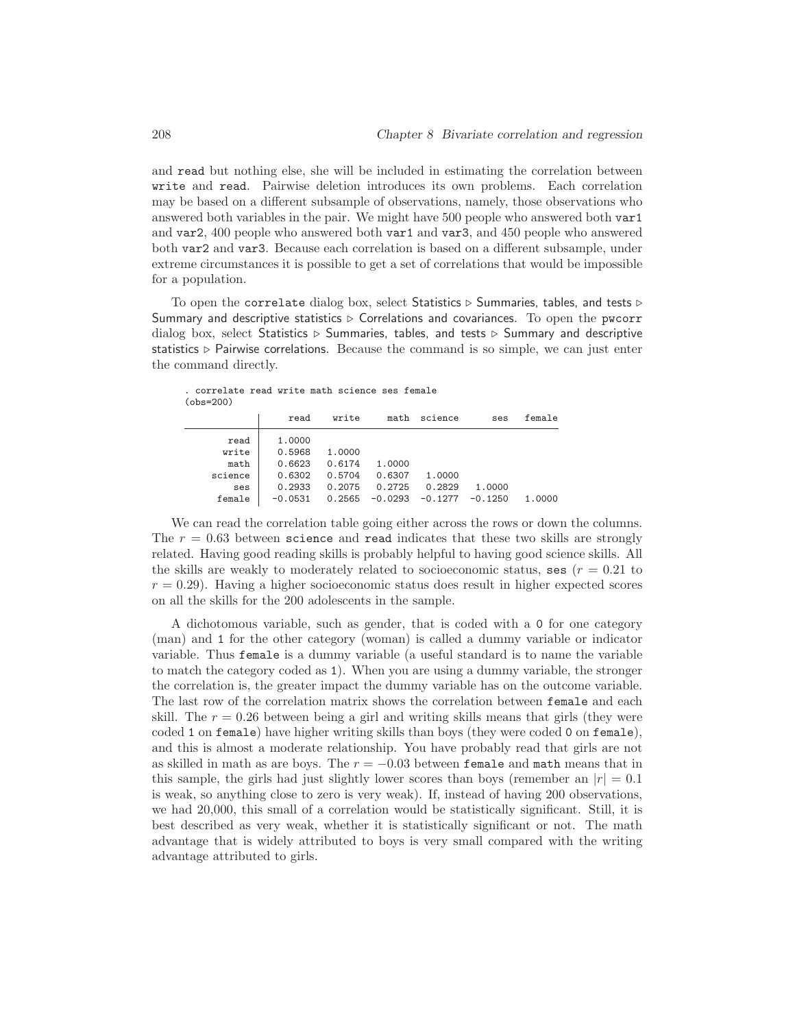and `read` but nothing else, she will be included in estimating the correlation between `write` and `read`. Pairwise deletion introduces its own problems. Each correlation may be based on a different subsample of observations, namely, those observations who answered both variables in the pair. We might have 500 people who answered both `var1` and `var2`, 400 people who answered both `var1` and `var3`, and 450 people who answered both `var2` and `var3`. Because each correlation is based on a different subsample, under extreme circumstances it is possible to get a set of correlations that would be impossible for a population.

To open the `correlate` dialog box, select Statistics ▷ Summaries, tables, and tests ▷ Summary and descriptive statistics ▷ Correlations and covariances. To open the `pwcorr` dialog box, select Statistics ▷ Summaries, tables, and tests ▷ Summary and descriptive statistics ▷ Pairwise correlations. Because the command is so simple, we can just enter the command directly.

```
. correlate read write math science ses female
(obs=200)

             |     read    write     math  science      ses   female
-------------+------------------------------------------------------
        read |   1.0000
       write |   0.5968   1.0000
        math |   0.6623   0.6174   1.0000
     science |   0.6302   0.5704   0.6307   1.0000
         ses |   0.2933   0.2075   0.2725   0.2829   1.0000
      female |  -0.0531   0.2565  -0.0293  -0.1277  -0.1250   1.0000
```

We can read the correlation table going either across the rows or down the columns. The $r = 0.63$ between `science` and `read` indicates that these two skills are strongly related. Having good reading skills is probably helpful to having good science skills. All the skills are weakly to moderately related to socioeconomic status, `ses` ($r = 0.21$ to $r = 0.29$). Having a higher socioeconomic status does result in higher expected scores on all the skills for the 200 adolescents in the sample.

A dichotomous variable, such as gender, that is coded with a 0 for one category (man) and 1 for the other category (woman) is called a dummy variable or indicator variable. Thus `female` is a dummy variable (a useful standard is to name the variable to match the category coded as 1). When you are using a dummy variable, the stronger the correlation is, the greater impact the dummy variable has on the outcome variable. The last row of the correlation matrix shows the correlation between `female` and each skill. The $r = 0.26$ between being a girl and writing skills means that girls (they were coded 1 on `female`) have higher writing skills than boys (they were coded 0 on `female`), and this is almost a moderate relationship. You have probably read that girls are not as skilled in math as are boys. The $r = -0.03$ between `female` and `math` means that in this sample, the girls had just slightly lower scores than boys (remember an $|r| = 0.1$ is weak, so anything close to zero is very weak). If, instead of having 200 observations, we had 20,000, this small of a correlation would be statistically significant. Still, it is best described as very weak, whether it is statistically significant or not. The math advantage that is widely attributed to boys is very small compared with the writing advantage attributed to girls.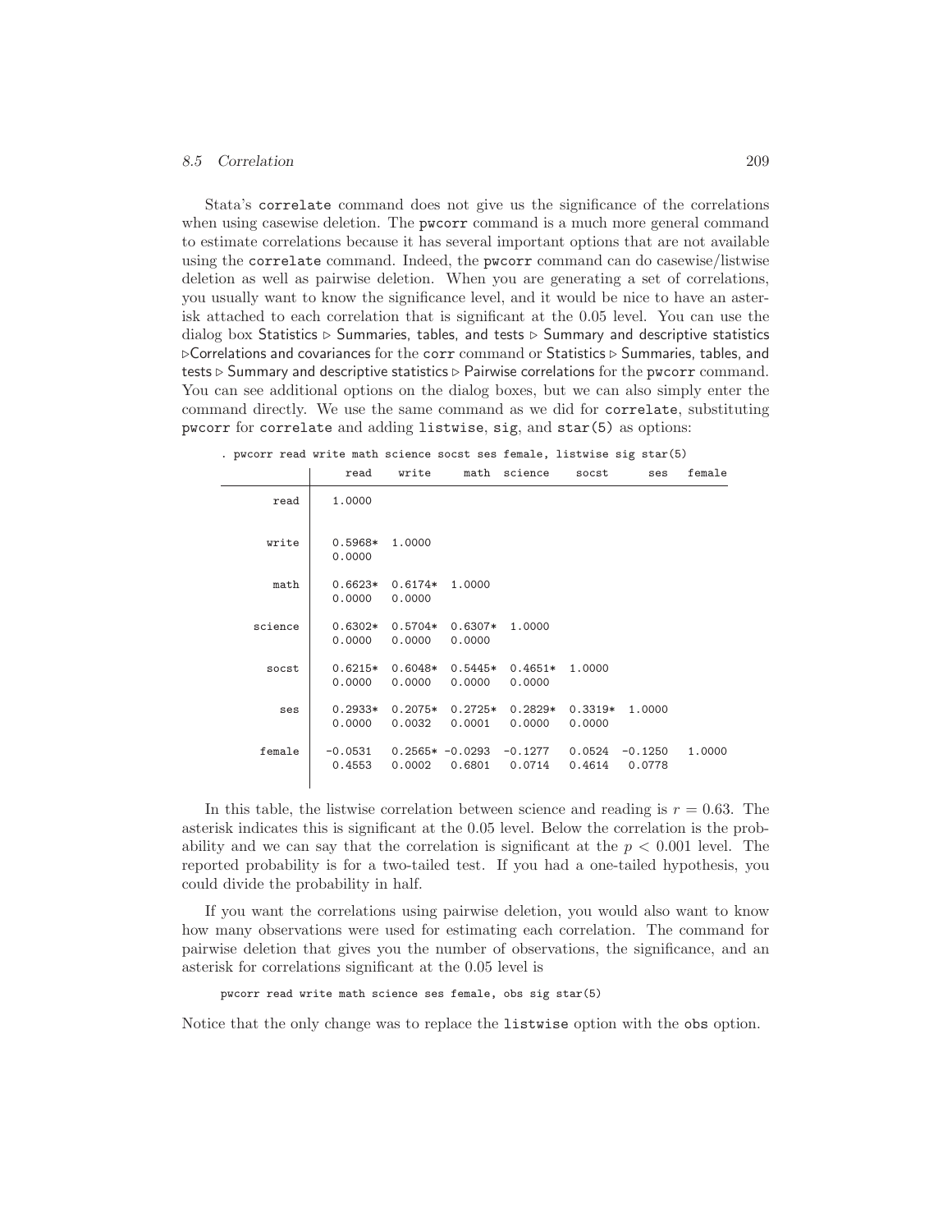Stata's correlate command does not give us the significance of the correlations when using casewise deletion. The pwcorr command is a much more general command to estimate correlations because it has several important options that are not available using the correlate command. Indeed, the pwcorr command can do casewise/listwise deletion as well as pairwise deletion. When you are generating a set of correlations, you usually want to know the significance level, and it would be nice to have an asterisk attached to each correlation that is significant at the 0.05 level. You can use the dialog box Statistics ▷ Summaries, tables, and tests ▷ Summary and descriptive statistics ▷Correlations and covariances for the corr command or Statistics ▷ Summaries, tables, and tests ▷ Summary and descriptive statistics ▷ Pairwise correlations for the pwcorr command. You can see additional options on the dialog boxes, but we can also simply enter the command directly. We use the same command as we did for correlate, substituting pwcorr for correlate and adding listwise, sig, and star(5) as options:

```
. pwcorr read write math science socst ses female, listwise sig star(5)

             |     read    write     math  science    socst      ses   female
-------------+---------------------------------------------------------------
        read |   1.0000 
             |
             |
       write |   0.5968*  1.0000 
             |   0.0000
             |
        math |   0.6623*  0.6174*  1.0000 
             |   0.0000   0.0000
             |
     science |   0.6302*  0.5704*  0.6307*  1.0000 
             |   0.0000   0.0000   0.0000
             |
       socst |   0.6215*  0.6048*  0.5445*  0.4651*  1.0000 
             |   0.0000   0.0000   0.0000   0.0000
             |
         ses |   0.2933*  0.2075*  0.2725*  0.2829*  0.3319*  1.0000 
             |   0.0000   0.0032   0.0001   0.0000   0.0000
             |
      female |  -0.0531   0.2565* -0.0293  -0.1277   0.0524  -0.1250   1.0000 
             |   0.4553   0.0002   0.6801   0.0714   0.4614   0.0778
             |
```

In this table, the listwise correlation between science and reading is $r = 0.63$. The asterisk indicates this is significant at the 0.05 level. Below the correlation is the probability and we can say that the correlation is significant at the $p < 0.001$ level. The reported probability is for a two-tailed test. If you had a one-tailed hypothesis, you could divide the probability in half.

If you want the correlations using pairwise deletion, you would also want to know how many observations were used for estimating each correlation. The command for pairwise deletion that gives you the number of observations, the significance, and an asterisk for correlations significant at the 0.05 level is

```
pwcorr read write math science ses female, obs sig star(5)
```

Notice that the only change was to replace the listwise option with the obs option.